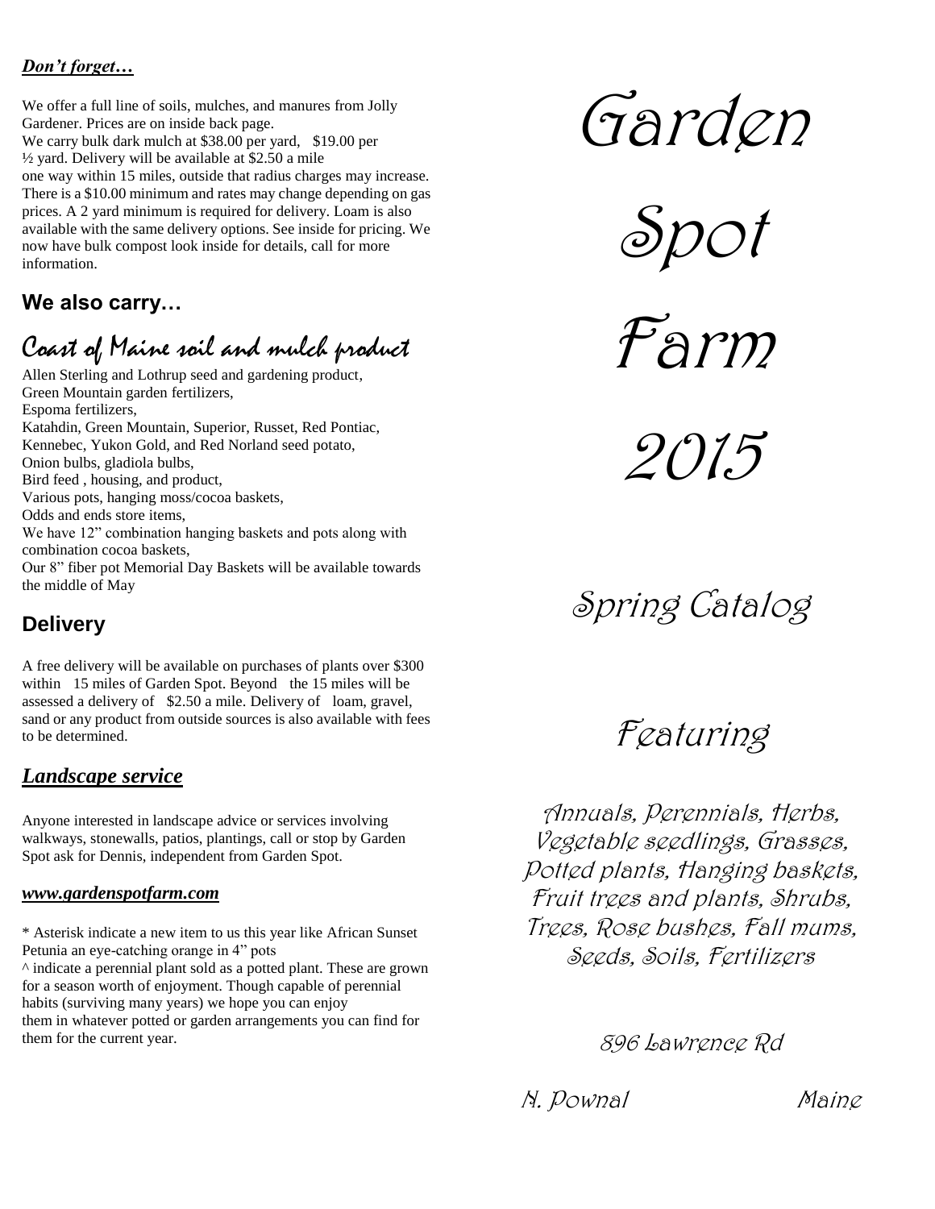***Don't forget…***

We offer a full line of soils, mulches, and manures from Jolly Gardener. Prices are on inside back page.
We carry bulk dark mulch at $38.00 per yard, $19.00 per ½ yard. Delivery will be available at $2.50 a mile one way within 15 miles, outside that radius charges may increase. There is a $10.00 minimum and rates may change depending on gas prices. A 2 yard minimum is required for delivery. Loam is also available with the same delivery options. See inside for pricing. We now have bulk compost look inside for details, call for more information.

## We also carry…

### Coast of Maine soil and mulch product

Allen Sterling and Lothrup seed and gardening product,
Green Mountain garden fertilizers,
Espoma fertilizers,
Katahdin, Green Mountain, Superior, Russet, Red Pontiac, Kennebec, Yukon Gold, and Red Norland seed potato,
Onion bulbs, gladiola bulbs,
Bird feed , housing, and product,
Various pots, hanging moss/cocoa baskets,
Odds and ends store items,
We have 12" combination hanging baskets and pots along with combination cocoa baskets,
Our 8" fiber pot Memorial Day Baskets will be available towards the middle of May

## Delivery

A free delivery will be available on purchases of plants over $300 within 15 miles of Garden Spot. Beyond the 15 miles will be assessed a delivery of $2.50 a mile. Delivery of loam, gravel, sand or any product from outside sources is also available with fees to be determined.

## *Landscape service*

Anyone interested in landscape advice or services involving walkways, stonewalls, patios, plantings, call or stop by Garden Spot ask for Dennis, independent from Garden Spot.

***www.gardenspotfarm.com***

* Asterisk indicate a new item to us this year like African Sunset Petunia an eye-catching orange in 4" pots
^ indicate a perennial plant sold as a potted plant. These are grown for a season worth of enjoyment. Though capable of perennial habits (surviving many years) we hope you can enjoy them in whatever potted or garden arrangements you can find for them for the current year.

# Garden Spot Farm 2015

## Spring Catalog

## Featuring

Annuals, Perennials, Herbs, Vegetable seedlings, Grasses, Potted plants, Hanging baskets, Fruit trees and plants, Shrubs, Trees, Rose bushes, Fall mums, Seeds, Soils, Fertilizers

896 Lawrence Rd

N. Pownal Maine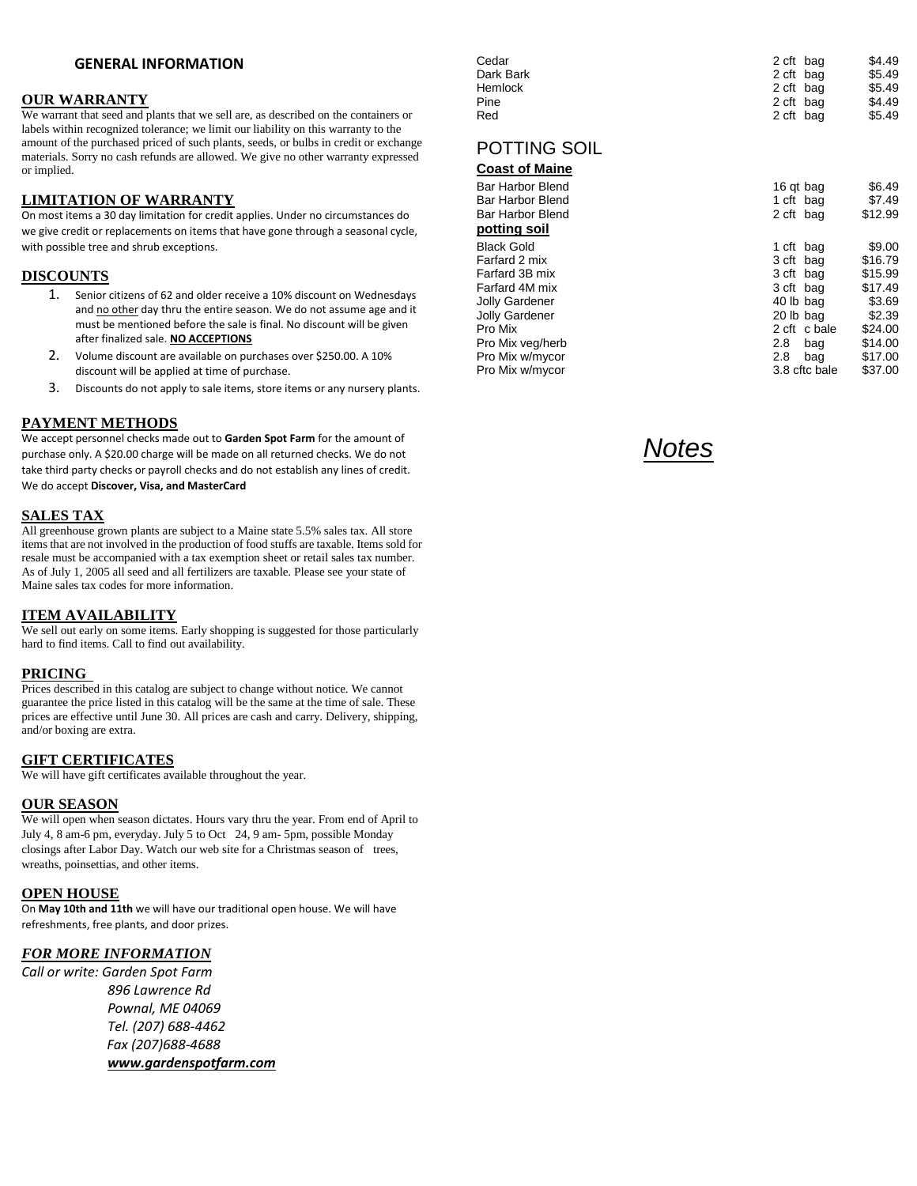## GENERAL INFORMATION

### OUR WARRANTY

We warrant that seed and plants that we sell are, as described on the containers or labels within recognized tolerance; we limit our liability on this warranty to the amount of the purchased priced of such plants, seeds, or bulbs in credit or exchange materials. Sorry no cash refunds are allowed. We give no other warranty expressed or implied.

### LIMITATION OF WARRANTY

On most items a 30 day limitation for credit applies. Under no circumstances do we give credit or replacements on items that have gone through a seasonal cycle, with possible tree and shrub exceptions.

### DISCOUNTS

1. Senior citizens of 62 and older receive a 10% discount on Wednesdays and no other day thru the entire season. We do not assume age and it must be mentioned before the sale is final. No discount will be given after finalized sale. **NO ACCEPTIONS**
2. Volume discount are available on purchases over $250.00. A 10% discount will be applied at time of purchase.
3. Discounts do not apply to sale items, store items or any nursery plants.

### PAYMENT METHODS

We accept personnel checks made out to **Garden Spot Farm** for the amount of purchase only. A $20.00 charge will be made on all returned checks. We do not take third party checks or payroll checks and do not establish any lines of credit. We do accept **Discover, Visa, and MasterCard**

### SALES TAX

All greenhouse grown plants are subject to a Maine state 5.5% sales tax. All store items that are not involved in the production of food stuffs are taxable. Items sold for resale must be accompanied with a tax exemption sheet or retail sales tax number. As of July 1, 2005 all seed and all fertilizers are taxable. Please see your state of Maine sales tax codes for more information.

### ITEM AVAILABILITY

We sell out early on some items. Early shopping is suggested for those particularly hard to find items. Call to find out availability.

### PRICING

Prices described in this catalog are subject to change without notice. We cannot guarantee the price listed in this catalog will be the same at the time of sale. These prices are effective until June 30. All prices are cash and carry. Delivery, shipping, and/or boxing are extra.

### GIFT CERTIFICATES

We will have gift certificates available throughout the year.

### OUR SEASON

We will open when season dictates. Hours vary thru the year. From end of April to July 4, 8 am-6 pm, everyday. July 5 to Oct 24, 9 am- 5pm, possible Monday closings after Labor Day. Watch our web site for a Christmas season of trees, wreaths, poinsettias, and other items.

### OPEN HOUSE

On **May 10th and 11th** we will have our traditional open house. We will have refreshments, free plants, and door prizes.

### *FOR MORE INFORMATION*

*Call or write: Garden Spot Farm*
*896 Lawrence Rd*
*Pownal, ME 04069*
*Tel. (207) 688-4462*
*Fax (207)688-4688*
***www.gardenspotfarm.com***

| | | |
|---|---|---|
| Cedar | 2 cft bag | $4.49 |
| Dark Bark | 2 cft bag | $5.49 |
| Hemlock | 2 cft bag | $5.49 |
| Pine | 2 cft bag | $4.49 |
| Red | 2 cft bag | $5.49 |

## POTTING SOIL

**Coast of Maine**

| | | |
|---|---|---|
| Bar Harbor Blend | 16 qt bag | $6.49 |
| Bar Harbor Blend | 1 cft bag | $7.49 |
| Bar Harbor Blend | 2 cft bag | $12.99 |

**potting soil**

| | | |
|---|---|---|
| Black Gold | 1 cft bag | $9.00 |
| Farfard 2 mix | 3 cft bag | $16.79 |
| Farfard 3B mix | 3 cft bag | $15.99 |
| Farfard 4M mix | 3 cft bag | $17.49 |
| Jolly Gardener | 40 lb bag | $3.69 |
| Jolly Gardener | 20 lb bag | $2.39 |
| Pro Mix | 2 cft c bale | $24.00 |
| Pro Mix veg/herb | 2.8 bag | $14.00 |
| Pro Mix w/mycor | 2.8 bag | $17.00 |
| Pro Mix w/mycor | 3.8 cftc bale | $37.00 |

## *Notes*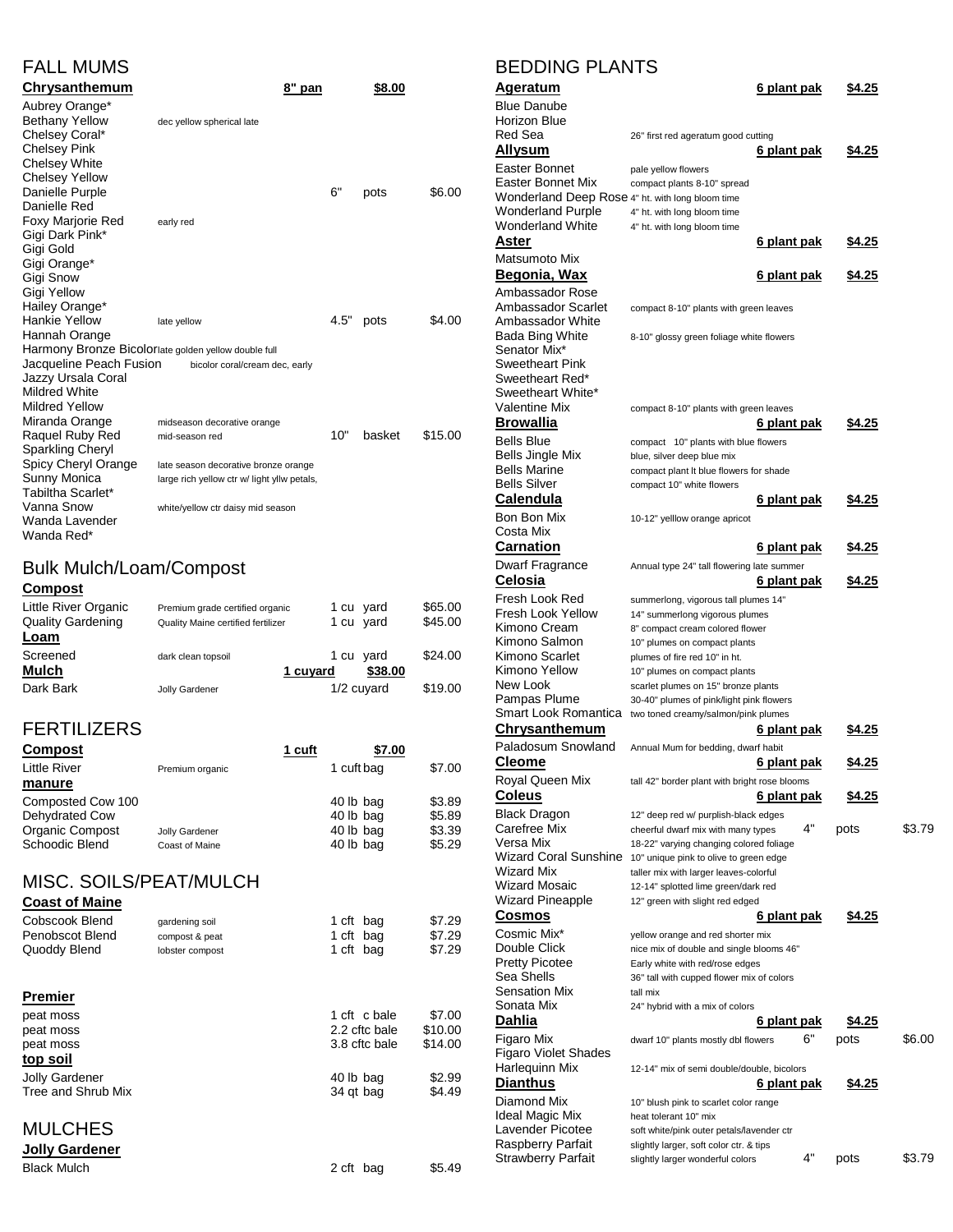# FALL MUMS

| Chrysanthemum | | 8" pan | | $8.00 |
|---|---|---|---|---|
| Aubrey Orange* | | | | |
| Bethany Yellow | dec yellow spherical late | | | |
| Chelsey Coral* | | | | |
| Chelsey Pink | | | | |
| Chelsey White | | | | |
| Chelsey Yellow | | | | |
| Danielle Purple | | 6" | pots | $6.00 |
| Danielle Red | | | | |
| Foxy Marjorie Red | early red | | | |
| Gigi Dark Pink* | | | | |
| Gigi Gold | | | | |
| Gigi Orange* | | | | |
| Gigi Snow | | | | |
| Gigi Yellow | | | | |
| Hailey Orange* | | | | |
| Hankie Yellow | late yellow | 4.5" | pots | $4.00 |
| Hannah Orange | | | | |
| Harmony Bronze Bicolor | late golden yellow double full | | | |
| Jacqueline Peach Fusion | bicolor coral/cream dec, early | | | |
| Jazzy Ursala Coral | | | | |
| Mildred White | | | | |
| Mildred Yellow | | | | |
| Miranda Orange | midseason decorative orange | | | |
| Raquel Ruby Red | mid-season red | 10" | basket | $15.00 |
| Sparkling Cheryl | | | | |
| Spicy Cheryl Orange | late season decorative bronze orange | | | |
| Sunny Monica | large rich yellow ctr w/ light yllw petals, | | | |
| Tabiltha Scarlet* | | | | |
| Vanna Snow | white/yellow ctr daisy mid season | | | |
| Wanda Lavender | | | | |
| Wanda Red* | | | | |

# Bulk Mulch/Loam/Compost

| Compost | | | |
|---|---|---|---|
| Little River Organic | Premium grade certified organic | 1 cu yard | $65.00 |
| Quality Gardening | Quality Maine certified fertilizer | 1 cu yard | $45.00 |
| **Loam** | | | |
| Screened | dark clean topsoil | 1 cu yard | $24.00 |
| **Mulch** | 1 cuyard | | $38.00 |
| Dark Bark | Jolly Gardener | 1/2 cuyard | $19.00 |

# FERTILIZERS

| Compost | | 1 cuft | $7.00 |
|---|---|---|---|
| Little River | Premium organic | 1 cuft bag | $7.00 |
| **manure** | | | |
| Composted Cow 100 | | 40 lb bag | $3.89 |
| Dehydrated Cow | | 40 lb bag | $5.89 |
| Organic Compost | Jolly Gardener | 40 lb bag | $3.39 |
| Schoodic Blend | Coast of Maine | 40 lb bag | $5.29 |

# MISC. SOILS/PEAT/MULCH

| Coast of Maine | | | |
|---|---|---|---|
| Cobscook Blend | gardening soil | 1 cft bag | $7.29 |
| Penobscot Blend | compost & peat | 1 cft bag | $7.29 |
| Quoddy Blend | lobster compost | 1 cft bag | $7.29 |

| Premier | | |
|---|---|---|
| peat moss | 1 cft c bale | $7.00 |
| peat moss | 2.2 cftc bale | $10.00 |
| peat moss | 3.8 cftc bale | $14.00 |
| **top soil** | | |
| Jolly Gardener | 40 lb bag | $2.99 |
| Tree and Shrub Mix | 34 qt bag | $4.49 |

# MULCHES

| Jolly Gardener | | |
|---|---|---|
| Black Mulch | 2 cft bag | $5.49 |

# BEDDING PLANTS

| Ageratum | | 6 plant pak | $4.25 | |
|---|---|---|---|---|
| Blue Danube | | | | |
| Horizon Blue | | | | |
| Red Sea | 26" first red ageratum good cutting | | | |
| **Allysum** | | 6 plant pak | $4.25 | |
| Easter Bonnet | pale yellow flowers | | | |
| Easter Bonnet Mix | compact plants 8-10" spread | | | |
| Wonderland Deep Rose | 4" ht. with long bloom time | | | |
| Wonderland Purple | 4" ht. with long bloom time | | | |
| Wonderland White | 4" ht. with long bloom time | | | |
| **Aster** | | 6 plant pak | $4.25 | |
| Matsumoto Mix | | | | |
| **Begonia, Wax** | | 6 plant pak | $4.25 | |
| Ambassador Rose | | | | |
| Ambassador Scarlet | compact 8-10" plants with green leaves | | | |
| Ambassador White | | | | |
| Bada Bing White | 8-10" glossy green foliage white flowers | | | |
| Senator Mix* | | | | |
| Sweetheart Pink | | | | |
| Sweetheart Red* | | | | |
| Sweetheart White* | | | | |
| Valentine Mix | compact 8-10" plants with green leaves | | | |
| **Browallia** | | 6 plant pak | $4.25 | |
| Bells Blue | compact 10" plants with blue flowers | | | |
| Bells Jingle Mix | blue, silver deep blue mix | | | |
| Bells Marine | compact plant lt blue flowers for shade | | | |
| Bells Silver | compact 10" white flowers | | | |
| **Calendula** | | 6 plant pak | $4.25 | |
| Bon Bon Mix | 10-12" yelllow orange apricot | | | |
| Costa Mix | | | | |
| **Carnation** | | 6 plant pak | $4.25 | |
| Dwarf Fragrance | Annual type 24" tall flowering late summer | | | |
| **Celosia** | | 6 plant pak | $4.25 | |
| Fresh Look Red | summerlong, vigorous tall plumes 14" | | | |
| Fresh Look Yellow | 14" summerlong vigorous plumes | | | |
| Kimono Cream | 8" compact cream colored flower | | | |
| Kimono Salmon | 10" plumes on compact plants | | | |
| Kimono Scarlet | plumes of fire red 10" in ht. | | | |
| Kimono Yellow | 10" plumes on compact plants | | | |
| New Look | scarlet plumes on 15" bronze plants | | | |
| Pampas Plume | 30-40" plumes of pink/light pink flowers | | | |
| Smart Look Romantica | two toned creamy/salmon/pink plumes | | | |
| **Chrysanthemum** | | 6 plant pak | $4.25 | |
| Paladosum Snowland | Annual Mum for bedding, dwarf habit | | | |
| **Cleome** | | 6 plant pak | $4.25 | |
| Royal Queen Mix | tall 42" border plant with bright rose blooms | | | |
| **Coleus** | | 6 plant pak | $4.25 | |
| Black Dragon | 12" deep red w/ purplish-black edges | | | |
| Carefree Mix | cheerful dwarf mix with many types | 4" | pots | $3.79 |
| Versa Mix | 18-22" varying changing colored foliage | | | |
| Wizard Coral Sunshine | 10" unique pink to olive to green edge | | | |
| Wizard Mix | taller mix with larger leaves-colorful | | | |
| Wizard Mosaic | 12-14" splotted lime green/dark red | | | |
| Wizard Pineapple | 12" green with slight red edged | | | |
| **Cosmos** | | 6 plant pak | $4.25 | |
| Cosmic Mix* | yellow orange and red shorter mix | | | |
| Double Click | nice mix of double and single blooms 46" | | | |
| Pretty Picotee | Early white with red/rose edges | | | |
| Sea Shells | 36" tall with cupped flower mix of colors | | | |
| Sensation Mix | tall mix | | | |
| Sonata Mix | 24" hybrid with a mix of colors | | | |
| **Dahlia** | | 6 plant pak | $4.25 | |
| Figaro Mix | dwarf 10" plants mostly dbl flowers | 6" | pots | $6.00 |
| Figaro Violet Shades | | | | |
| Harlequinn Mix | 12-14" mix of semi double/double, bicolors | | | |
| **Dianthus** | | 6 plant pak | $4.25 | |
| Diamond Mix | 10" blush pink to scarlet color range | | | |
| Ideal Magic Mix | heat tolerant 10" mix | | | |
| Lavender Picotee | soft white/pink outer petals/lavender ctr | | | |
| Raspberry Parfait | slightly larger, soft color ctr. & tips | | | |
| Strawberry Parfait | slightly larger wonderful colors | 4" | pots | $3.79 |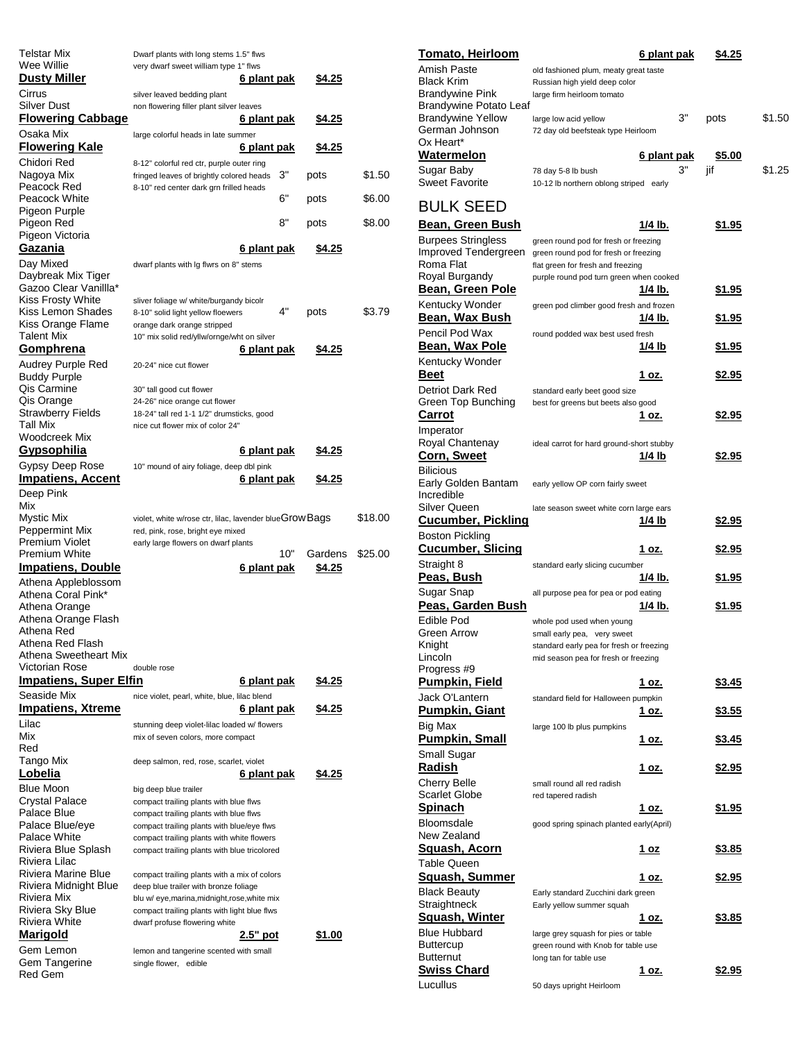| Variety | Description | | | |
|---|---|---|---|---|
| Telstar Mix | Dwarf plants with long stems 1.5" flws | | | |
| Wee Willie | very dwarf sweet william type 1" flws | | | |
| **Dusty Miller** | **6 plant pak** | **$4.25** | | |
| Cirrus | silver leaved bedding plant | | | |
| Silver Dust | non flowering filler plant silver leaves | | | |
| **Flowering Cabbage** | **6 plant pak** | **$4.25** | | |
| Osaka Mix | large colorful heads in late summer | | | |
| **Flowering Kale** | **6 plant pak** | **$4.25** | | |
| Chidori Red | 8-12" colorful red ctr, purple outer ring | | | |
| Nagoya Mix | fringed leaves of brightly colored heads | 3" | pots | $1.50 |
| Peacock Red | 8-10" red center dark grn frilled heads | | | |
| Peacock White | | 6" | pots | $6.00 |
| Pigeon Purple | | | | |
| Pigeon Red | | 8" | pots | $8.00 |
| Pigeon Victoria | | | | |
| **Gazania** | **6 plant pak** | **$4.25** | | |
| Day Mixed | dwarf plants with lg flwrs on 8" stems | | | |
| Daybreak Mix Tiger | | | | |
| Gazoo Clear Vanillla* | | | | |
| Kiss Frosty White | sliver foliage w/ white/burgandy bicolr | | | |
| Kiss Lemon Shades | 8-10" solid light yellow floewers | 4" | pots | $3.79 |
| Kiss Orange Flame | orange dark orange stripped | | | |
| Talent Mix | 10" mix solid red/yllw/ornge/wht on silver | | | |
| **Gomphrena** | **6 plant pak** | **$4.25** | | |
| Audrey Purple Red | 20-24" nice cut flower | | | |
| Buddy Purple | | | | |
| Qis Carmine | 30" tall good cut flower | | | |
| Qis Orange | 24-26" nice orange cut flower | | | |
| Strawberry Fields | 18-24" tall red 1-1 1/2" drumsticks, good | | | |
| Tall Mix | nice cut flower mix of color 24" | | | |
| Woodcreek Mix | | | | |
| **Gypsophilia** | **6 plant pak** | **$4.25** | | |
| Gypsy Deep Rose | 10" mound of airy foliage, deep dbl pink | | | |
| **Impatiens, Accent** | **6 plant pak** | **$4.25** | | |
| Deep Pink | | | | |
| Mix | | | | |
| Mystic Mix | violet, white w/rose ctr, lilac, lavender blue | | Grow Bags | $18.00 |
| Peppermint Mix | red, pink, rose, bright eye mixed | | | |
| Premium Violet | early large flowers on dwarf plants | | | |
| Premium White | | 10" | Gardens | $25.00 |
| **Impatiens, Double** | **6 plant pak** | **$4.25** | | |
| Athena Appleblossom | | | | |
| Athena Coral Pink* | | | | |
| Athena Orange | | | | |
| Athena Orange Flash | | | | |
| Athena Red | | | | |
| Athena Red Flash | | | | |
| Athena Sweetheart Mix | | | | |
| Victorian Rose | double rose | | | |
| **Impatiens, Super Elfin** | **6 plant pak** | **$4.25** | | |
| Seaside Mix | nice violet, pearl, white, blue, lilac blend | | | |
| **Impatiens, Xtreme** | **6 plant pak** | **$4.25** | | |
| Lilac | stunning deep violet-lilac loaded w/ flowers | | | |
| Mix | mix of seven colors, more compact | | | |
| Red | | | | |
| Tango Mix | deep salmon, red, rose, scarlet, violet | | | |
| **Lobelia** | **6 plant pak** | **$4.25** | | |
| Blue Moon | big deep blue trailer | | | |
| Crystal Palace | compact trailing plants with blue flws | | | |
| Palace Blue | compact trailing plants with blue flws | | | |
| Palace Blue/eye | compact trailing plants with blue/eye flws | | | |
| Palace White | compact trailing plants with white flowers | | | |
| Riviera Blue Splash | compact trailing plants with blue tricolored | | | |
| Riviera Lilac | | | | |
| Riviera Marine Blue | compact trailing plants with a mix of colors | | | |
| Riviera Midnight Blue | deep blue trailer with bronze foliage | | | |
| Riviera Mix | blu w/ eye,marina,midnight,rose,white mix | | | |
| Riviera Sky Blue | compact trailing plants with light blue flws | | | |
| Riviera White | dwarf profuse flowering white | | | |
| **Marigold** | **2.5" pot** | **$1.00** | | |
| Gem Lemon | lemon and tangerine scented with small | | | |
| Gem Tangerine | single flower, edible | | | |
| Red Gem | | | | |

| Variety | Description | | | |
|---|---|---|---|---|
| **Tomato, Heirloom** | **6 plant pak** | **$4.25** | | |
| Amish Paste | old fashioned plum, meaty great taste | | | |
| Black Krim | Russian high yield deep color | | | |
| Brandywine Pink | large firm heirloom tomato | | | |
| Brandywine Potato Leaf | | | | |
| Brandywine Yellow | large low acid yellow | 3" | pots | $1.50 |
| German Johnson | 72 day old beefsteak type Heirloom | | | |
| Ox Heart* | | | | |
| **Watermelon** | **6 plant pak** | **$5.00** | | |
| Sugar Baby | 78 day 5-8 lb bush | 3" | jif | $1.25 |
| Sweet Favorite | 10-12 lb northern oblong striped early | | | |

# BULK SEED

| Variety | Description | Size | Price |
|---|---|---|---|
| **Bean, Green Bush** | | **1/4 lb.** | **$1.95** |
| Burpees Stringless | green round pod for fresh or freezing | | |
| Improved Tendergreen | green round pod for fresh or freezing | | |
| Roma Flat | flat green for fresh and freezing | | |
| Royal Burgandy | purple round pod turn green when cooked | | |
| **Bean, Green Pole** | | **1/4 lb.** | **$1.95** |
| Kentucky Wonder | green pod climber good fresh and frozen | | |
| **Bean, Wax Bush** | | **1/4 lb.** | **$1.95** |
| Pencil Pod Wax | round podded wax best used fresh | | |
| **Bean, Wax Pole** | | **1/4 lb** | **$1.95** |
| Kentucky Wonder | | | |
| **Beet** | | **1 oz.** | **$2.95** |
| Detriot Dark Red | standard early beet good size | | |
| Green Top Bunching | best for greens but beets also good | | |
| **Carrot** | | **1 oz.** | **$2.95** |
| Imperator | | | |
| Royal Chantenay | ideal carrot for hard ground-short stubby | | |
| **Corn, Sweet** | | **1/4 lb** | **$2.95** |
| Bilicious | | | |
| Early Golden Bantam | early yellow OP corn fairly sweet | | |
| Incredible | | | |
| Silver Queen | late season sweet white corn large ears | | |
| **Cucumber, Pickling** | | **1/4 lb** | **$2.95** |
| Boston Pickling | | | |
| **Cucumber, Slicing** | | **1 oz.** | **$2.95** |
| Straight 8 | standard early slicing cucumber | | |
| **Peas, Bush** | | **1/4 lb.** | **$1.95** |
| Sugar Snap | all purpose pea for pea or pod eating | | |
| **Peas, Garden Bush** | | **1/4 lb.** | **$1.95** |
| Edible Pod | whole pod used when young | | |
| Green Arrow | small early pea, very sweet | | |
| Knight | standard early pea for fresh or freezing | | |
| Lincoln | mid season pea for fresh or freezing | | |
| Progress #9 | | | |
| **Pumpkin, Field** | | **1 oz.** | **$3.45** |
| Jack O'Lantern | standard field for Halloween pumpkin | | |
| **Pumpkin, Giant** | | **1 oz.** | **$3.55** |
| Big Max | large 100 lb plus pumpkins | | |
| **Pumpkin, Small** | | **1 oz.** | **$3.45** |
| Small Sugar | | | |
| **Radish** | | **1 oz.** | **$2.95** |
| Cherry Belle | small round all red radish | | |
| Scarlet Globe | red tapered radish | | |
| **Spinach** | | **1 oz.** | **$1.95** |
| Bloomsdale | good spring spinach planted early(April) | | |
| New Zealand | | | |
| **Squash, Acorn** | | **1 oz** | **$3.85** |
| Table Queen | | | |
| **Squash, Summer** | | **1 oz.** | **$2.95** |
| Black Beauty | Early standard Zucchini dark green | | |
| Straightneck | Early yellow summer squah | | |
| **Squash, Winter** | | **1 oz.** | **$3.85** |
| Blue Hubbard | large grey squash for pies or table | | |
| Buttercup | green round with Knob for table use | | |
| Butternut | long tan for table use | | |
| **Swiss Chard** | | **1 oz.** | **$2.95** |
| Lucullus | 50 days upright Heirloom | | |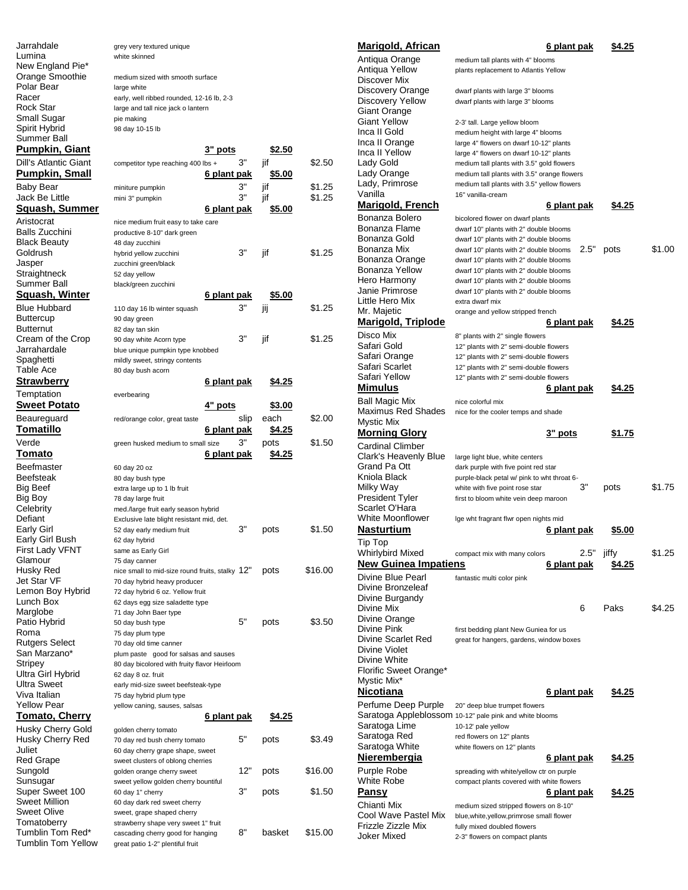| Variety | Description | Size | Unit | Price |
|---|---|---|---|---|
| Jarrahdale | grey very textured unique | | | |
| Lumina | white skinned | | | |
| New England Pie* | | | | |
| Orange Smoothie | medium sized with smooth surface | | | |
| Polar Bear | large white | | | |
| Racer | early, well ribbed rounded, 12-16 lb, 2-3 | | | |
| Rock Star | large and tall nice jack o lantern | | | |
| Small Sugar | pie making | | | |
| Spirit Hybrid | 98 day 10-15 lb | | | |
| Summer Ball | | | | |
| **Pumpkin, Giant** | **3" pots** | | **$2.50** | |
| Dill's Atlantic Giant | competitor type reaching 400 lbs + | 3" | jif | $2.50 |
| **Pumpkin, Small** | **6 plant pak** | | **$5.00** | |
| Baby Bear | miniture pumpkin | 3" | jif | $1.25 |
| Jack Be Little | mini 3" pumpkin | 3" | jif | $1.25 |
| **Squash, Summer** | **6 plant pak** | | **$5.00** | |
| Aristocrat | nice medium fruit easy to take care | | | |
| Balls Zucchini | productive 8-10" dark green | | | |
| Black Beauty | 48 day zucchini | | | |
| Goldrush | hybrid yellow zucchini | 3" | jif | $1.25 |
| Jasper | zucchini green/black | | | |
| Straightneck | 52 day yellow | | | |
| Summer Ball | black/green zucchini | | | |
| **Squash, Winter** | **6 plant pak** | | **$5.00** | |
| Blue Hubbard | 110 day 16 lb winter squash | 3" | jij | $1.25 |
| Buttercup | 90 day green | | | |
| Butternut | 82 day tan skin | | | |
| Cream of the Crop | 90 day white Acorn type | 3" | jif | $1.25 |
| Jarrahardale | blue unique pumpkin type knobbed | | | |
| Spaghetti | mildly sweet, stringy contents | | | |
| Table Ace | 80 day bush acorn | | | |
| **Strawberry** | **6 plant pak** | | **$4.25** | |
| Temptation | everbearing | | | |
| **Sweet Potato** | **4" pots** | | **$3.00** | |
| Beaureguard | red/orange color, great taste | slip | each | $2.00 |
| **Tomatillo** | **6 plant pak** | | **$4.25** | |
| Verde | green husked medium to small size | 3" | pots | $1.50 |
| **Tomato** | **6 plant pak** | | **$4.25** | |
| Beefmaster | 60 day 20 oz | | | |
| Beefsteak | 80 day bush type | | | |
| Big Beef | extra large up to 1 lb fruit | | | |
| Big Boy | 78 day large fruit | | | |
| Celebrity | med./large fruit early season hybrid | | | |
| Defiant | Exclusive late blight resistant mid, det. | | | |
| Early Girl | 52 day early medium fruit | 3" | pots | $1.50 |
| Early Girl Bush | 62 day hybrid | | | |
| First Lady VFNT | same as Early Girl | | | |
| Glamour | 75 day canner | | | |
| Husky Red | nice small to mid-size round fruits, stalky | 12" | pots | $16.00 |
| Jet Star VF | 70 day hybrid heavy producer | | | |
| Lemon Boy Hybrid | 72 day hybrid 6 oz. Yellow fruit | | | |
| Lunch Box | 62 days egg size saladette type | | | |
| Marglobe | 71 day John Baer type | | | |
| Patio Hybrid | 50 day bush type | 5" | pots | $3.50 |
| Roma | 75 day plum type | | | |
| Rutgers Select | 70 day old time canner | | | |
| San Marzano* | plum paste good for salsas and sauses | | | |
| Stripey | 80 day bicolored with fruity flavor Heirloom | | | |
| Ultra Girl Hybrid | 62 day 8 oz. fruit | | | |
| Ultra Sweet | early mid-size sweet beefsteak-type | | | |
| Viva Italian | 75 day hybrid plum type | | | |
| Yellow Pear | yellow caning, sauses, salsas | | | |
| **Tomato, Cherry** | **6 plant pak** | | **$4.25** | |
| Husky Cherry Gold | golden cherry tomato | | | |
| Husky Cherry Red | 70 day red bush cherry tomato | 5" | pots | $3.49 |
| Juliet | 60 day cherry grape shape, sweet | | | |
| Red Grape | sweet clusters of oblong cherries | | | |
| Sungold | golden orange cherry sweet | 12" | pots | $16.00 |
| Sunsugar | sweet yellow golden cherry bountiful | | | |
| Super Sweet 100 | 60 day 1" cherry | 3" | pots | $1.50 |
| Sweet Million | 60 day dark red sweet cherry | | | |
| Sweet Olive | sweet, grape shaped cherry | | | |
| Tomatoberry | strawberry shape very sweet 1" fruit | | | |
| Tumblin Tom Red* | cascading cherry good for hanging | 8" | basket | $15.00 |
| Tumblin Tom Yellow | great patio 1-2" plentiful fruit | | | |

| Variety | Description | Size | Unit | Price |
|---|---|---|---|---|
| **Marigold, African** | **6 plant pak** | | **$4.25** | |
| Antiqua Orange | medium tall plants with 4" blooms | | | |
| Antiqua Yellow | plants replacement to Atlantis Yellow | | | |
| Discover Mix | | | | |
| Discovery Orange | dwarf plants with large 3" blooms | | | |
| Discovery Yellow | dwarf plants with large 3" blooms | | | |
| Giant Orange | | | | |
| Giant Yellow | 2-3' tall. Large yellow bloom | | | |
| Inca II Gold | medium height with large 4" blooms | | | |
| Inca II Orange | large 4" flowers on dwarf 10-12" plants | | | |
| Inca II Yellow | large 4" flowers on dwarf 10-12" plants | | | |
| Lady Gold | medium tall plants with 3.5" gold flowers | | | |
| Lady Orange | medium tall plants with 3.5" orange flowers | | | |
| Lady, Primrose | medium tall plants with 3.5" yellow flowers | | | |
| Vanilla | 16" vanilla-cream | | | |
| **Marigold, French** | **6 plant pak** | | **$4.25** | |
| Bonanza Bolero | bicolored flower on dwarf plants | | | |
| Bonanza Flame | dwarf 10" plants with 2" double blooms | | | |
| Bonanza Gold | dwarf 10" plants with 2" double blooms | | | |
| Bonanza Mix | dwarf 10" plants with 2" double blooms | 2.5" | pots | $1.00 |
| Bonanza Orange | dwarf 10" plants with 2" double blooms | | | |
| Bonanza Yellow | dwarf 10" plants with 2" double blooms | | | |
| Hero Harmony | dwarf 10" plants with 2" double blooms | | | |
| Janie Primrose | dwarf 10" plants with 2" double blooms | | | |
| Little Hero Mix | extra dwarf mix | | | |
| Mr. Majetic | orange and yellow stripped french | | | |
| **Marigold, Triplode** | **6 plant pak** | | **$4.25** | |
| Disco Mix | 8" plants with 2" single flowers | | | |
| Safari Gold | 12" plants with 2" semi-double flowers | | | |
| Safari Orange | 12" plants with 2" semi-double flowers | | | |
| Safari Scarlet | 12" plants with 2" semi-double flowers | | | |
| Safari Yellow | 12" plants with 2" semi-double flowers | | | |
| **Mimulus** | **6 plant pak** | | **$4.25** | |
| Ball Magic Mix | nice colorful mix | | | |
| Maximus Red Shades | nice for the cooler temps and shade | | | |
| Mystic Mix | | | | |
| **Morning Glory** | **3" pots** | | **$1.75** | |
| Cardinal Climber | | | | |
| Clark's Heavenly Blue | large light blue, white centers | | | |
| Grand Pa Ott | dark purple with five point red star | | | |
| Kniola Black | purple-black petal w/ pink to wht throat 6- | | | |
| Milky Way | white with five point rose star | 3" | pots | $1.75 |
| President Tyler | first to bloom white vein deep maroon | | | |
| Scarlet O'Hara | | | | |
| White Moonflower | lge wht fragrant flwr open nights mid | | | |
| **Nasturtium** | **6 plant pak** | | **$5.00** | |
| Tip Top | | | | |
| Whirlybird Mixed | compact mix with many colors | 2.5" | jiffy | $1.25 |
| **New Guinea Impatiens** | **6 plant pak** | | **$4.25** | |
| Divine Blue Pearl | fantastic multi color pink | | | |
| Divine Bronzeleaf | | | | |
| Divine Burgandy | | | | |
| Divine Mix | | 6 | Paks | $4.25 |
| Divine Orange | | | | |
| Divine Pink | first bedding plant New Guniea for us | | | |
| Divine Scarlet Red | great for hangers, gardens, window boxes | | | |
| Divine Violet | | | | |
| Divine White | | | | |
| Florific Sweet Orange* | | | | |
| Mystic Mix* | | | | |
| **Nicotiana** | **6 plant pak** | | **$4.25** | |
| Perfume Deep Purple | 20" deep blue trumpet flowers | | | |
| Saratoga Appleblossom | 10-12" pale pink and white blooms | | | |
| Saratoga Lime | 10-12' pale yellow | | | |
| Saratoga Red | red flowers on 12" plants | | | |
| Saratoga White | white flowers on 12" plants | | | |
| **Nierembergia** | **6 plant pak** | | **$4.25** | |
| Purple Robe | spreading with white/yellow ctr on purple | | | |
| White Robe | compact plants covered with white flowers | | | |
| **Pansy** | **6 plant pak** | | **$4.25** | |
| Chianti Mix | medium sized stripped flowers on 8-10" | | | |
| Cool Wave Pastel Mix | blue,white,yellow,primrose small flower | | | |
| Frizzle Zizzle Mix | fully mixed doubled flowers | | | |
| Joker Mixed | 2-3" flowers on compact plants | | | |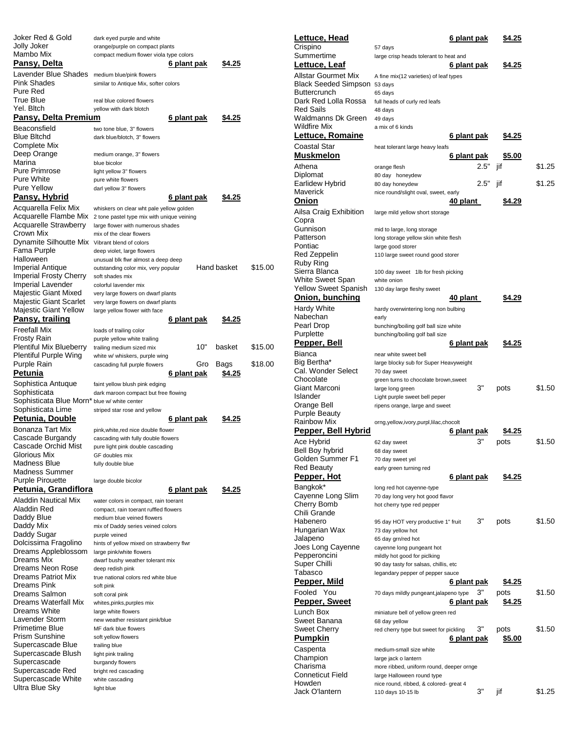Joker Red & Gold — dark eyed purple and white
Jolly Joker — orange/purple on compact plants
Mambo Mix — compact medium flower viola type colors

## Pansy, Delta — 6 plant pak — $4.25

| Variety | Description | | | |
|---|---|---|---|---|
| Lavender Blue Shades | medium blue/pink flowers | | | |
| Pink Shades | similar to Antique Mix, softer colors | | | |
| Pure Red | | | | |
| True Blue | real blue colored flowers | | | |
| Yel. Bltch | yellow with dark blotch | | | |

## Pansy, Delta Premium — 6 plant pak — $4.25

| Variety | Description | | | |
|---|---|---|---|---|
| Beaconsfield | two tone blue, 3" flowers | | | |
| Blue Bltchd | dark blue/blotch, 3" flowers | | | |
| Complete Mix | | | | |
| Deep Orange | medium orange, 3" flowers | | | |
| Marina | blue bicolor | | | |
| Pure Primrose | light yellow 3" flowers | | | |
| Pure White | pure white flowers | | | |
| Pure Yellow | darl yellow 3" flowers | | | |

## Pansy, Hybrid — 6 plant pak — $4.25

| Variety | Description | | | |
|---|---|---|---|---|
| Acquarella Felix Mix | whiskers on clear wht pale yellow golden | | | |
| Acquarelle Flambe Mix | 2 tone pastel type mix with unique veining | | | |
| Acquarelle Strawberry | large flower with numerous shades | | | |
| Crown Mix | mix of the clear flowers | | | |
| Dynamite Silhoutte Mix | Vibrant blend of colors | | | |
| Fama Purple | deep violet, large flowers | | | |
| Halloween | unusual blk flwr almost a deep deep | | | |
| Imperial Antique | outstanding color mix, very popular | | Hand basket | $15.00 |
| Imperial Frosty Cherry | soft shades mix | | | |
| Imperial Lavender | colorful lavender mix | | | |
| Majestic Giant Mixed | very large flowers on dwarf plants | | | |
| Majestic Giant Scarlet | very large flowers on dwarf plants | | | |
| Majestic Giant Yellow | large yellow flower with face | | | |

## Pansy, trailing — 6 plant pak — $4.25

| Variety | Description | | | |
|---|---|---|---|---|
| Freefall Mix | loads of trailing color | | | |
| Frosty Rain | purple yellow white trailing | | | |
| Plentiful Mix Blueberry | trailing medium sized mix | 10" | basket | $15.00 |
| Plentiful Purple Wing | white w/ whiskers, purple wing | | | |
| Purple Rain | cascading full purple flowers | Gro | Bags | $18.00 |

## Petunia — 6 plant pak — $4.25

| Variety | Description | | | |
|---|---|---|---|---|
| Sophistica Antuque | faint yellow blush pink edging | | | |
| Sophisticata | dark maroon compact but free flowing | | | |
| Sophisticata Blue Morn* | blue w/ white center | | | |
| Sophisticata Lime | striped star rose and yellow | | | |

## Petunia, Double — 6 plant pak — $4.25

| Variety | Description | | | |
|---|---|---|---|---|
| Bonanza Tart Mix | pink,white,red nice double flower | | | |
| Cascade Burgandy | cascading with fully double flowers | | | |
| Cascade Orchid Mist | pure light pink double cascading | | | |
| Glorious Mix | GF doubles mix | | | |
| Madness Blue | fully double blue | | | |
| Madness Summer | | | | |
| Purple Pirouette | large double bicolor | | | |

## Petunia, Grandiflora — 6 plant pak — $4.25

| Variety | Description | | | |
|---|---|---|---|---|
| Aladdin Nautical Mix | water colors in compact, rain toerant | | | |
| Aladdin Red | compact, rain toerant ruffled flowers | | | |
| Daddy Blue | medium blue veined flowers | | | |
| Daddy Mix | mix of Daddy series veined colors | | | |
| Daddy Sugar | purple veined | | | |
| Dolcissima Fragolino | hints of yellow mixed on strawberry flwr | | | |
| Dreams Appleblossom | large pink/white flowers | | | |
| Dreams Mix | dwarf bushy weather tolerant mix | | | |
| Dreams Neon Rose | deep redish pink | | | |
| Dreams Patriot Mix | true national colors red white blue | | | |
| Dreams Pink | soft pink | | | |
| Dreams Salmon | soft coral pink | | | |
| Dreams Waterfall Mix | whites,pinks,purples mix | | | |
| Dreams White | large white flowers | | | |
| Lavender Storm | new weather resistant pink/blue | | | |
| Primetime Blue | MF dark blue flowers | | | |
| Prism Sunshine | soft yellow flowers | | | |
| Supercascade Blue | trailing blue | | | |
| Supercascade Blush | light pink trailing | | | |
| Supercascade | burgandy flowers | | | |
| Supercascade Red | bright red cascading | | | |
| Supercascade White | white cascading | | | |
| Ultra Blue Sky | light blue | | | |

## Lettuce, Head — 6 plant pak — $4.25

| Variety | Description | | | |
|---|---|---|---|---|
| Crispino | 57 days | | | |
| Summertime | large crisp heads tolerant to heat and | | | |

## Lettuce, Leaf — 6 plant pak — $4.25

| Variety | Description | | | |
|---|---|---|---|---|
| Allstar Gourmet Mix | A fine mix(12 varieties) of leaf types | | | |
| Black Seeded Simpson | 53 days | | | |
| Buttercrunch | 65 days | | | |
| Dark Red Lolla Rossa | full heads of curly red leafs | | | |
| Red Sails | 48 days | | | |
| Waldmanns Dk Green | 49 days | | | |
| Wildfire Mix | a mix of 6 kinds | | | |

## Lettuce, Romaine — 6 plant pak — $4.25

| Variety | Description | | | |
|---|---|---|---|---|
| Coastal Star | heat tolerant large heavy leafs | | | |

## Muskmelon — 6 plant pak — $5.00

| Variety | Description | | | |
|---|---|---|---|---|
| Athena | orange flesh | 2.5" | jif | $1.25 |
| Diplomat | 80 day honeydew | | | |
| Earlidew Hybrid | 80 day honeydew | 2.5" | jif | $1.25 |
| Maverick | nice round/slight oval, sweet, early | | | |

## Onion — 40 plant — $4.29

| Variety | Description | | | |
|---|---|---|---|---|
| Ailsa Craig Exhibition | large mild yellow short storage | | | |
| Copra | | | | |
| Gunnison | mid to large, long storage | | | |
| Patterson | long storage yellow skin white flesh | | | |
| Pontiac | large good storer | | | |
| Red Zeppelin | 110 large sweet round good storer | | | |
| Ruby Ring | | | | |
| Sierra Blanca | 100 day sweet 1lb for fresh picking | | | |
| White Sweet Span | white onion | | | |
| Yellow Sweet Spanish | 130 day large fleshy sweet | | | |

## Onion, bunching — 40 plant — $4.29

| Variety | Description | | | |
|---|---|---|---|---|
| Hardy White | hardy overwintering long non bulbing | | | |
| Nabechan | early | | | |
| Pearl Drop | bunching/boiling golf ball size white | | | |
| Purplette | bunching/boiling golf ball size | | | |

## Pepper, Bell — 6 plant pak — $4.25

| Variety | Description | | | |
|---|---|---|---|---|
| Bianca | near white sweet bell | | | |
| Big Bertha* | large blocky sub for Super Heavyweight | | | |
| Cal. Wonder Select | 70 day sweet | | | |
| Chocolate | green turns to chocolate brown,sweet | | | |
| Giant Marconi | large long green | 3" | pots | $1.50 |
| Islander | Light purple sweet bell peper | | | |
| Orange Bell | ripens orange, large and sweet | | | |
| Purple Beauty | | | | |
| Rainbow Mix | orng,yellow,ivory,purpl,lilac,chocolt | | | |

## Pepper, Bell Hybrid — 6 plant pak — $4.25

| Variety | Description | | | |
|---|---|---|---|---|
| Ace Hybrid | 62 day sweet | 3" | pots | $1.50 |
| Bell Boy hybrid | 68 day sweet | | | |
| Golden Summer F1 | 70 day sweet yel | | | |
| Red Beauty | early green turning red | | | |

## Pepper, Hot — 6 plant pak — $4.25

| Variety | Description | | | |
|---|---|---|---|---|
| Bangkok* | long red hot cayenne-type | | | |
| Cayenne Long Slim | 70 day long very hot good flavor | | | |
| Cherry Bomb | hot cherry type red pepper | | | |
| Chili Grande | | | | |
| Habenero | 95 day HOT very productive 1" fruit | 3" | pots | $1.50 |
| Hungarian Wax | 73 day yellow hot | | | |
| Jalapeno | 65 day grn/red hot | | | |
| Joes Long Cayenne | cayenne long pungeant hot | | | |
| Pepperoncini | mildly hot good for piclking | | | |
| Super Chilli | 90 day tasty for salsas, chillis, etc | | | |
| Tabasco | legandary pepper of pepper sauce | | | |

## Pepper, Mild — 6 plant pak — $4.25

| Variety | Description | | | |
|---|---|---|---|---|
| Fooled You | 70 days mildly pungeant,jalapeno type | 3" | pots | $1.50 |

## Pepper, Sweet — 6 plant pak — $4.25

| Variety | Description | | | |
|---|---|---|---|---|
| Lunch Box | miniature bell of yellow green red | | | |
| Sweet Banana | 68 day yellow | | | |
| Sweet Cherry | red cherry type but sweet for pickling | 3" | pots | $1.50 |

## Pumpkin — 6 plant pak — $5.00

| Variety | Description | | | |
|---|---|---|---|---|
| Caspenta | medium-small size white | | | |
| Champion | large jack o lantern | | | |
| Charisma | more ribbed, uniform round, deeper ornge | | | |
| Conneticut Field | large Halloween round type | | | |
| Howden | nice round, ribbed, & colored- great 4 | | | |
| Jack O'lantern | 110 days 10-15 lb | 3" | jif | $1.25 |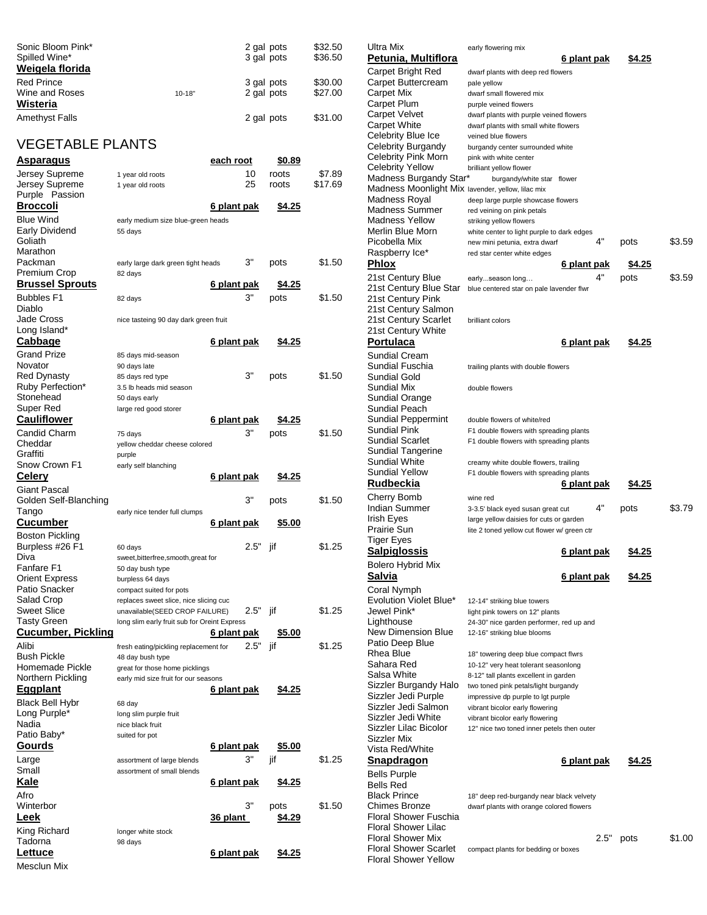| | | | | |
|---|---|---|---|---|
| Sonic Bloom Pink* | | 2 gal | pots | $32.50 |
| Spilled Wine* | | 3 gal | pots | $36.50 |
| **Weigela florida** | | | | |
| Red Prince | | 3 gal | pots | $30.00 |
| Wine and Roses | 10-18" | 2 gal | pots | $27.00 |
| **Wisteria** | | | | |
| Amethyst Falls | | 2 gal | pots | $31.00 |

# VEGETABLE PLANTS

| | | | | |
|---|---|---|---|---|
| **Asparagus** | | each root | $0.89 | |
| Jersey Supreme | 1 year old roots | 10 | roots | $7.89 |
| Jersey Supreme | 1 year old roots | 25 | roots | $17.69 |
| Purple Passion | | | | |
| **Broccoli** | | 6 plant pak | $4.25 | |
| Blue Wind | early medium size blue-green heads | | | |
| Early Dividend | 55 days | | | |
| Goliath | | | | |
| Marathon | | | | |
| Packman | early large dark green tight heads | 3" | pots | $1.50 |
| Premium Crop | 82 days | | | |
| **Brussel Sprouts** | | 6 plant pak | $4.25 | |
| Bubbles F1 | 82 days | 3" | pots | $1.50 |
| Diablo | | | | |
| Jade Cross | nice tasteing 90 day dark green fruit | | | |
| Long Island* | | | | |
| **Cabbage** | | 6 plant pak | $4.25 | |
| Grand Prize | 85 days mid-season | | | |
| Novator | 90 days late | | | |
| Red Dynasty | 85 days red type | 3" | pots | $1.50 |
| Ruby Perfection* | 3.5 lb heads mid season | | | |
| Stonehead | 50 days early | | | |
| Super Red | large red good storer | | | |
| **Cauliflower** | | 6 plant pak | $4.25 | |
| Candid Charm | 75 days | 3" | pots | $1.50 |
| Cheddar | yellow cheddar cheese colored | | | |
| Graffiti | purple | | | |
| Snow Crown F1 | early self blanching | | | |
| **Celery** | | 6 plant pak | $4.25 | |
| Giant Pascal | | | | |
| Golden Self-Blanching | | 3" | pots | $1.50 |
| Tango | early nice tender full clumps | | | |
| **Cucumber** | | 6 plant pak | $5.00 | |
| Boston Pickling | | | | |
| Burpless #26 F1 | 60 days | 2.5" | jif | $1.25 |
| Diva | sweet,bitterfree,smooth,great for | | | |
| Fanfare F1 | 50 day bush type | | | |
| Orient Express | burpless 64 days | | | |
| Patio Snacker | compact suited for pots | | | |
| Salad Crop | replaces sweet slice, nice slicing cuc | | | |
| Sweet Slice | unavailable(SEED CROP FAILURE) | 2.5" | jif | $1.25 |
| Tasty Green | long slim early fruit sub for Oreint Express | | | |
| **Cucumber, Pickling** | | 6 plant pak | $5.00 | |
| Alibi | fresh eating/pickling replacement for | 2.5" | jif | $1.25 |
| Bush Pickle | 48 day bush type | | | |
| Homemade Pickle | great for those home picklings | | | |
| Northern Pickling | early mid size fruit for our seasons | | | |
| **Eggplant** | | 6 plant pak | $4.25 | |
| Black Bell Hybr | 68 day | | | |
| Long Purple* | long slim purple fruit | | | |
| Nadia | nice black fruit | | | |
| Patio Baby* | suited for pot | | | |
| **Gourds** | | 6 plant pak | $5.00 | |
| Large | assortment of large blends | 3" | jif | $1.25 |
| Small | assortment of small blends | | | |
| **Kale** | | 6 plant pak | $4.25 | |
| Afro | | | | |
| Winterbor | | 3" | pots | $1.50 |
| **Leek** | | 36 plant | $4.29 | |
| King Richard | longer white stock | | | |
| Tadorna | 98 days | | | |
| **Lettuce** | | 6 plant pak | $4.25 | |
| Mesclun Mix | | | | |

| | | | | |
|---|---|---|---|---|
| Ultra Mix | early flowering mix | | | |
| **Petunia, Multiflora** | | 6 plant pak | $4.25 | |
| Carpet Bright Red | dwarf plants with deep red flowers | | | |
| Carpet Buttercream | pale yellow | | | |
| Carpet Mix | dwarf small flowered mix | | | |
| Carpet Plum | purple veined flowers | | | |
| Carpet Velvet | dwarf plants with purple veined flowers | | | |
| Carpet White | dwarf plants with small white flowers | | | |
| Celebrity Blue Ice | veined blue flowers | | | |
| Celebrity Burgandy | burgandy center surrounded white | | | |
| Celebrity Pink Morn | pink with white center | | | |
| Celebrity Yellow | brilliant yellow flower | | | |
| Madness Burgandy Star* | burgandy/white star flower | | | |
| Madness Moonlight Mix | lavender, yellow, lilac mix | | | |
| Madness Royal | deep large purple showcase flowers | | | |
| Madness Summer | red veining on pink petals | | | |
| Madness Yellow | striking yellow flowers | | | |
| Merlin Blue Morn | white center to light purple to dark edges | | | |
| Picobella Mix | new mini petunia, extra dwarf | 4" | pots | $3.59 |
| Raspberry Ice* | red star center white edges | | | |
| **Phlox** | | 6 plant pak | $4.25 | |
| 21st Century Blue | early...season long... | 4" | pots | $3.59 |
| 21st Century Blue Star | blue centered star on pale lavender flwr | | | |
| 21st Century Pink | | | | |
| 21st Century Salmon | | | | |
| 21st Century Scarlet | brilliant colors | | | |
| 21st Century White | | | | |
| **Portulaca** | | 6 plant pak | $4.25 | |
| Sundial Cream | | | | |
| Sundial Fuschia | trailing plants with double flowers | | | |
| Sundial Gold | | | | |
| Sundial Mix | double flowers | | | |
| Sundial Orange | | | | |
| Sundial Peach | | | | |
| Sundial Peppermint | double flowers of white/red | | | |
| Sundial Pink | F1 double flowers with spreading plants | | | |
| Sundial Scarlet | F1 double flowers with spreading plants | | | |
| Sundial Tangerine | | | | |
| Sundial White | creamy white double flowers, trailing | | | |
| Sundial Yellow | F1 double flowers with spreading plants | | | |
| **Rudbeckia** | | 6 plant pak | $4.25 | |
| Cherry Bomb | wine red | | | |
| Indian Summer | 3-3.5' black eyed susan great cut | 4" | pots | $3.79 |
| Irish Eyes | large yellow daisies for cuts or garden | | | |
| Prairie Sun | lite 2 toned yellow cut flower w/ green ctr | | | |
| Tiger Eyes | | | | |
| **Salpiglossis** | | 6 plant pak | $4.25 | |
| Bolero Hybrid Mix | | | | |
| **Salvia** | | 6 plant pak | $4.25 | |
| Coral Nymph | | | | |
| Evolution Violet Blue* | 12-14" striking blue towers | | | |
| Jewel Pink* | light pink towers on 12" plants | | | |
| Lighthouse | 24-30" nice garden performer, red up and | | | |
| New Dimension Blue | 12-16" striking blue blooms | | | |
| Patio Deep Blue | | | | |
| Rhea Blue | 18" towering deep blue compact flwrs | | | |
| Sahara Red | 10-12" very heat tolerant seasonlong | | | |
| Salsa White | 8-12" tall plants excellent in garden | | | |
| Sizzler Burgandy Halo | two toned pink petals/light burgandy | | | |
| Sizzler Jedi Purple | impressive dp purple to lgt purple | | | |
| Sizzler Jedi Salmon | vibrant bicolor early flowering | | | |
| Sizzler Jedi White | vibrant bicolor early flowering | | | |
| Sizzler Lilac Bicolor | 12" nice two toned inner petels then outer | | | |
| Sizzler Mix | | | | |
| Vista Red/White | | | | |
| **Snapdragon** | | 6 plant pak | $4.25 | |
| Bells Purple | | | | |
| Bells Red | | | | |
| Black Prince | 18" deep red-burgandy near black velvety | | | |
| Chimes Bronze | dwarf plants with orange colored flowers | | | |
| Floral Shower Fuschia | | | | |
| Floral Shower Lilac | | | | |
| Floral Shower Mix | | 2.5" | pots | $1.00 |
| Floral Shower Scarlet | compact plants for bedding or boxes | | | |
| Floral Shower Yellow | | | | |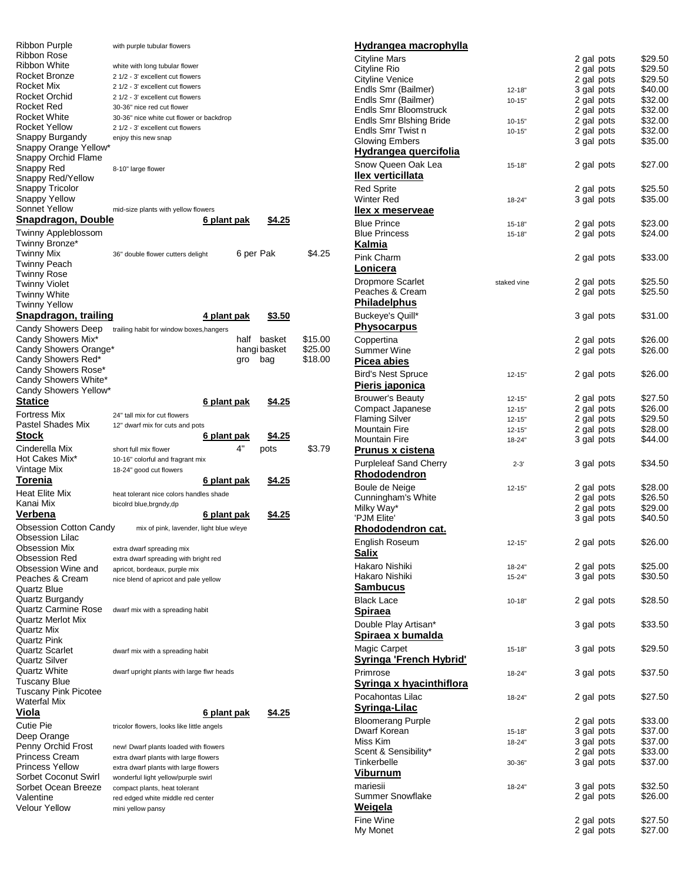| | | | |
|---|---|---|---|
| Ribbon Purple | with purple tubular flowers | | |
| Ribbon Rose | | | |
| Ribbon White | white with long tubular flower | | |
| Rocket Bronze | 2 1/2 - 3' excellent cut flowers | | |
| Rocket Mix | 2 1/2 - 3' excellent cut flowers | | |
| Rocket Orchid | 2 1/2 - 3' excellent cut flowers | | |
| Rocket Red | 30-36" nice red cut flower | | |
| Rocket White | 30-36" nice white cut flower or backdrop | | |
| Rocket Yellow | 2 1/2 - 3' excellent cut flowers | | |
| Snappy Burgandy | enjoy this new snap | | |
| Snappy Orange Yellow* | | | |
| Snappy Orchid Flame | | | |
| Snappy Red | 8-10" large flower | | |
| Snappy Red/Yellow | | | |
| Snappy Tricolor | | | |
| Snappy Yellow | | | |
| Sonnet Yellow | mid-size plants with yellow flowers | | |

## Snapdragon, Double — 6 plant pak — $4.25

| | | | |
|---|---|---|---|
| Twinny Appleblossom | | | |
| Twinny Bronze* | | | |
| Twinny Mix | 36" double flower cutters delight | 6 per Pak | $4.25 |
| Twinny Peach | | | |
| Twinny Rose | | | |
| Twinny Violet | | | |
| Twinny White | | | |
| Twinny Yellow | | | |

## Snapdragon, trailing — 4 plant pak — $3.50

| | | | |
|---|---|---|---|
| Candy Showers Deep | trailing habit for window boxes,hangers | | |
| Candy Showers Mix* | | half basket | $15.00 |
| Candy Showers Orange* | | hangi basket | $25.00 |
| Candy Showers Red* | | gro bag | $18.00 |
| Candy Showers Rose* | | | |
| Candy Showers White* | | | |
| Candy Showers Yellow* | | | |

## Statice — 6 plant pak — $4.25

| | | | |
|---|---|---|---|
| Fortress Mix | 24" tall mix for cut flowers | | |
| Pastel Shades Mix | 12" dwarf mix for cuts and pots | | |

## Stock — 6 plant pak — $4.25

| | | | |
|---|---|---|---|
| Cinderella Mix | short full mix flower | 4" pots | $3.79 |
| Hot Cakes Mix* | 10-16" colorful and fragrant mix | | |
| Vintage Mix | 18-24" good cut flowers | | |

## Torenia — 6 plant pak — $4.25

| | |
|---|---|
| Heat Elite Mix | heat tolerant nice colors handles shade |
| Kanai Mix | bicolrd blue,brgndy,dp |

## Verbena — 6 plant pak — $4.25

| | |
|---|---|
| Obsession Cotton Candy | mix of pink, lavender, light blue w/eye |
| Obsession Lilac | |
| Obsession Mix | extra dwarf spreading mix |
| Obsession Red | extra dwarf spreading with bright red |
| Obsession Wine and | apricot, bordeaux, purple mix |
| Peaches & Cream | nice blend of apricot and pale yellow |
| Quartz Blue | |
| Quartz Burgandy | |
| Quartz Carmine Rose | dwarf mix with a spreading habit |
| Quartz Merlot Mix | |
| Quartz Mix | |
| Quartz Pink | |
| Quartz Scarlet | dwarf mix with a spreading habit |
| Quartz Silver | |
| Quartz White | dwarf upright plants with large flwr heads |
| Tuscany Blue | |
| Tuscany Pink Picotee | |
| Waterfal Mix | |

## Viola — 6 plant pak — $4.25

| | |
|---|---|
| Cutie Pie | tricolor flowers, looks like little angels |
| Deep Orange | |
| Penny Orchid Frost | new! Dwarf plants loaded with flowers |
| Princess Cream | extra dwarf plants with large flowers |
| Princess Yellow | extra dwarf plants with large flowers |
| Sorbet Coconut Swirl | wonderful light yellow/purple swirl |
| Sorbet Ocean Breeze | compact plants, heat tolerant |
| Valentine | red edged white middle red center |
| Velour Yellow | mini yellow pansy |

## Hydrangea macrophylla

| | | | |
|---|---|---|---|
| Cityline Mars | | 2 gal pots | $29.50 |
| Cityline Rio | | 2 gal pots | $29.50 |
| Cityline Venice | | 2 gal pots | $29.50 |
| Endls Smr (Bailmer) | 12-18" | 3 gal pots | $40.00 |
| Endls Smr (Bailmer) | 10-15" | 2 gal pots | $32.00 |
| Endls Smr Bloomstruck | | 2 gal pots | $32.00 |
| Endls Smr Blshing Bride | 10-15" | 2 gal pots | $32.00 |
| Endls Smr Twist n | 10-15" | 2 gal pots | $32.00 |
| Glowing Embers | | 3 gal pots | $35.00 |

## Hydrangea quercifolia

| | | | |
|---|---|---|---|
| Snow Queen Oak Lea | 15-18" | 2 gal pots | $27.00 |

## Ilex verticillata

| | | | |
|---|---|---|---|
| Red Sprite | | 2 gal pots | $25.50 |
| Winter Red | 18-24" | 3 gal pots | $35.00 |

## Ilex x meserveae

| | | | |
|---|---|---|---|
| Blue Prince | 15-18" | 2 gal pots | $23.00 |
| Blue Princess | 15-18" | 2 gal pots | $24.00 |

## Kalmia

| | | | |
|---|---|---|---|
| Pink Charm | | 2 gal pots | $33.00 |

## Lonicera

| | | | |
|---|---|---|---|
| Dropmore Scarlet | staked vine | 2 gal pots | $25.50 |
| Peaches & Cream | | 2 gal pots | $25.50 |

## Philadelphus

| | | | |
|---|---|---|---|
| Buckeye's Quill* | | 3 gal pots | $31.00 |

## Physocarpus

| | | | |
|---|---|---|---|
| Coppertina | | 2 gal pots | $26.00 |
| Summer Wine | | 2 gal pots | $26.00 |

## Picea abies

| | | | |
|---|---|---|---|
| Bird's Nest Spruce | 12-15" | 2 gal pots | $26.00 |

## Pieris japonica

| | | | |
|---|---|---|---|
| Brouwer's Beauty | 12-15" | 2 gal pots | $27.50 |
| Compact Japanese | 12-15" | 2 gal pots | $26.00 |
| Flaming Silver | 12-15" | 2 gal pots | $29.50 |
| Mountain Fire | 12-15" | 2 gal pots | $28.00 |
| Mountain Fire | 18-24" | 3 gal pots | $44.00 |

## Prunus x cistena

| | | | |
|---|---|---|---|
| Purpleleaf Sand Cherry | 2-3' | 3 gal pots | $34.50 |

## Rhododendron

| | | | |
|---|---|---|---|
| Boule de Neige | 12-15" | 2 gal pots | $28.00 |
| Cunningham's White | | 2 gal pots | $26.50 |
| Milky Way* | | 2 gal pots | $29.00 |
| 'PJM Elite' | | 3 gal pots | $40.50 |

## Rhododendron cat.

| | | | |
|---|---|---|---|
| English Roseum | 12-15" | 2 gal pots | $26.00 |

## Salix

| | | | |
|---|---|---|---|
| Hakaro Nishiki | 18-24" | 2 gal pots | $25.00 |
| Hakaro Nishiki | 15-24" | 3 gal pots | $30.50 |

## Sambucus

| | | | |
|---|---|---|---|
| Black Lace | 10-18" | 2 gal pots | $28.50 |

## Spiraea

| | | | |
|---|---|---|---|
| Double Play Artisan* | | 3 gal pots | $33.50 |

## Spiraea x bumalda

| | | | |
|---|---|---|---|
| Magic Carpet | 15-18" | 3 gal pots | $29.50 |

## Syringa 'French Hybrid'

| | | | |
|---|---|---|---|
| Primrose | 18-24" | 3 gal pots | $37.50 |

## Syringa x hyacinthiflora

| | | | |
|---|---|---|---|
| Pocahontas Lilac | 18-24" | 2 gal pots | $27.50 |

## Syringa-Lilac

| | | | |
|---|---|---|---|
| Bloomerang Purple | | 2 gal pots | $33.00 |
| Dwarf Korean | 15-18" | 3 gal pots | $37.00 |
| Miss Kim | 18-24" | 3 gal pots | $37.00 |
| Scent & Sensibility* | | 2 gal pots | $33.00 |
| Tinkerbelle | 30-36" | 3 gal pots | $37.00 |

## Viburnum

| | | | |
|---|---|---|---|
| mariesii | 18-24" | 3 gal pots | $32.50 |
| Summer Snowflake | | 2 gal pots | $26.00 |

## Weigela

| | | | |
|---|---|---|---|
| Fine Wine | | 2 gal pots | $27.50 |
| My Monet | | 2 gal pots | $27.00 |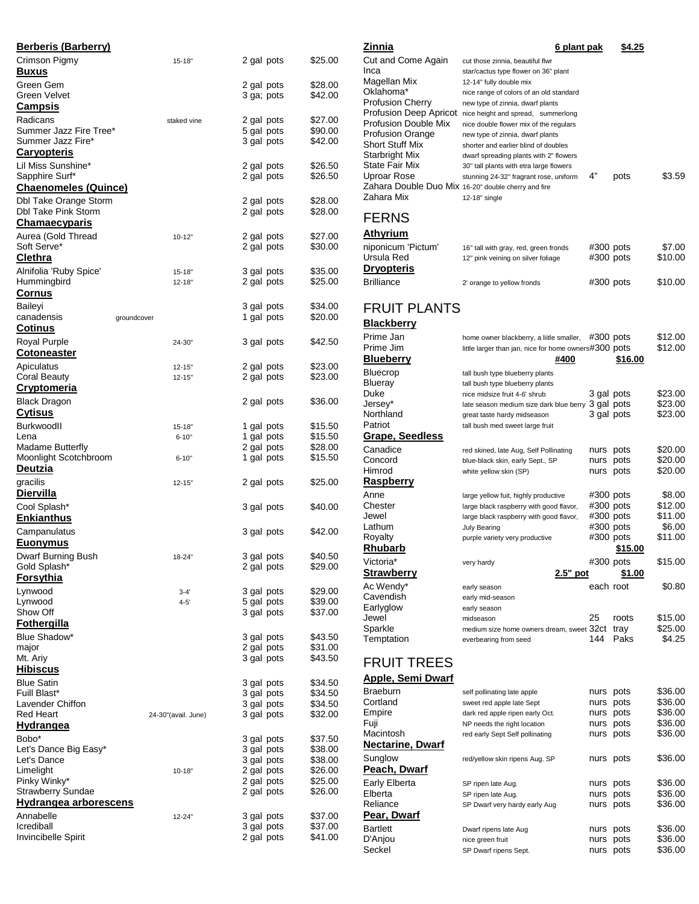**Berberis (Barberry)**

| Name | Size | Container | Price |
|---|---|---|---|
| Crimson Pigmy | 15-18" | 2 gal pots | $25.00 |

**Buxus**

| Name | Size | Container | Price |
|---|---|---|---|
| Green Gem | | 2 gal pots | $28.00 |
| Green Velvet | | 3 ga; pots | $42.00 |

**Campsis**

| Name | Size | Container | Price |
|---|---|---|---|
| Radicans | staked vine | 2 gal pots | $27.00 |
| Summer Jazz Fire Tree* | | 5 gal pots | $90.00 |
| Summer Jazz Fire* | | 3 gal pots | $42.00 |

**Caryopteris**

| Name | Size | Container | Price |
|---|---|---|---|
| Lil Miss Sunshine* | | 2 gal pots | $26.50 |
| Sapphire Surf* | | 2 gal pots | $26.50 |

**Chaenomeles (Quince)**

| Name | Size | Container | Price |
|---|---|---|---|
| Dbl Take Orange Storm | | 2 gal pots | $28.00 |
| Dbl Take Pink Storm | | 2 gal pots | $28.00 |

**Chamaecyparis**

| Name | Size | Container | Price |
|---|---|---|---|
| Aurea (Gold Thread | 10-12" | 2 gal pots | $27.00 |
| Soft Serve* | | 2 gal pots | $30.00 |

**Clethra**

| Name | Size | Container | Price |
|---|---|---|---|
| Alnifolia 'Ruby Spice' | 15-18" | 3 gal pots | $35.00 |
| Hummingbird | 12-18" | 2 gal pots | $25.00 |

**Cornus**

| Name | Size | Container | Price |
|---|---|---|---|
| Baileyi | | 3 gal pots | $34.00 |
| canadensis | groundcover | 1 gal pots | $20.00 |

**Cotinus**

| Name | Size | Container | Price |
|---|---|---|---|
| Royal Purple | 24-30" | 3 gal pots | $42.50 |

**Cotoneaster**

| Name | Size | Container | Price |
|---|---|---|---|
| Apiculatus | 12-15" | 2 gal pots | $23.00 |
| Coral Beauty | 12-15" | 2 gal pots | $23.00 |

**Cryptomeria**

| Name | Size | Container | Price |
|---|---|---|---|
| Black Dragon | | 2 gal pots | $36.00 |

**Cytisus**

| Name | Size | Container | Price |
|---|---|---|---|
| BurkwoodII | 15-18" | 1 gal pots | $15.50 |
| Lena | 6-10" | 1 gal pots | $15.50 |
| Madame Butterfly | | 2 gal pots | $28.00 |
| Moonlight Scotchbroom | 6-10" | 1 gal pots | $15.50 |

**Deutzia**

| Name | Size | Container | Price |
|---|---|---|---|
| gracilis | 12-15" | 2 gal pots | $25.00 |

**Diervilla**

| Name | Size | Container | Price |
|---|---|---|---|
| Cool Splash* | | 3 gal pots | $40.00 |

**Enkianthus**

| Name | Size | Container | Price |
|---|---|---|---|
| Campanulatus | | 3 gal pots | $42.00 |

**Euonymus**

| Name | Size | Container | Price |
|---|---|---|---|
| Dwarf Burning Bush | 18-24" | 3 gal pots | $40.50 |
| Gold Splash* | | 2 gal pots | $29.00 |

**Forsythia**

| Name | Size | Container | Price |
|---|---|---|---|
| Lynwood | 3-4' | 3 gal pots | $29.00 |
| Lynwood | 4-5' | 5 gal pots | $39.00 |
| Show Off | | 3 gal pots | $37.00 |

**Fothergilla**

| Name | Size | Container | Price |
|---|---|---|---|
| Blue Shadow* | | 3 gal pots | $43.50 |
| major | | 2 gal pots | $31.00 |
| Mt. Ariy | | 3 gal pots | $43.50 |

**Hibiscus**

| Name | Size | Container | Price |
|---|---|---|---|
| Blue Satin | | 3 gal pots | $34.50 |
| Fuill Blast* | | 3 gal pots | $34.50 |
| Lavender Chiffon | | 3 gal pots | $34.50 |
| Red Heart | 24-30"(avail. June) | 3 gal pots | $32.00 |

**Hydrangea**

| Name | Size | Container | Price |
|---|---|---|---|
| Bobo* | | 3 gal pots | $37.50 |
| Let's Dance Big Easy* | | 3 gal pots | $38.00 |
| Let's Dance | | 3 gal pots | $38.00 |
| Limelight | 10-18" | 2 gal pots | $26.00 |
| Pinky Winky* | | 2 gal pots | $25.00 |
| Strawberry Sundae | | 2 gal pots | $26.00 |

**Hydrangea arborescens**

| Name | Size | Container | Price |
|---|---|---|---|
| Annabelle | 12-24" | 3 gal pots | $37.00 |
| Icrediball | | 3 gal pots | $37.00 |
| Invincibelle Spirit | | 2 gal pots | $41.00 |

**Zinnia** — 6 plant pak — $4.25

| Name | Description | Container | Price |
|---|---|---|---|
| Cut and Come Again | cut those zinnia, beautiful flwr | | |
| Inca | star/cactus type flower on 36" plant | | |
| Magellan Mix | 12-14" fully double mix | | |
| Oklahoma* | nice range of colors of an old standard | | |
| Profusion Cherry | new type of zinnia, dwarf plants | | |
| Profusion Deep Apricot | nice height and spread, summerlong | | |
| Profusion Double Mix | nice double flower mix of the regulars | | |
| Profusion Orange | new type of zinnia, dwarf plants | | |
| Short Stuff Mix | shorter and earlier blind of doubles | | |
| Starbright Mix | dwarf spreading plants with 2" flowers | | |
| State Fair Mix | 30" tall plants with etra large flowers | | |
| Uproar Rose | stunning 24-32" fragrant rose, uniform | 4" pots | $3.59 |
| Zahara Double Duo Mix | 16-20" double cherry and fire | | |
| Zahara Mix | 12-18" single | | |

## FERNS

**Athyrium**

| Name | Description | Container | Price |
|---|---|---|---|
| niponicum 'Pictum' | 16" tall with gray, red, green fronds | #300 pots | $7.00 |
| Ursula Red | 12" pink veining on silver foliage | #300 pots | $10.00 |

**Dryopteris**

| Name | Description | Container | Price |
|---|---|---|---|
| Brilliance | 2' orange to yellow fronds | #300 pots | $10.00 |

## FRUIT PLANTS

**Blackberry**

| Name | Description | Container | Price |
|---|---|---|---|
| Prime Jan | home owner blackberry, a liitle smaller, | #300 pots | $12.00 |
| Prime Jim | little larger than jan, nice for home owners | #300 pots | $12.00 |

**Blueberry** — #400 — $16.00

| Name | Description | Container | Price |
|---|---|---|---|
| Bluecrop | tall bush type blueberry plants | | |
| Blueray | tall bush type blueberry plants | | |
| Duke | nice midsize fruit 4-6' shrub | 3 gal pots | $23.00 |
| Jersey* | late season medium size dark blue berry | 3 gal pots | $23.00 |
| Northland | great taste hardy midseason | 3 gal pots | $23.00 |
| Patriot | tall bush med sweet large fruit | | |

**Grape, Seedless**

| Name | Description | Container | Price |
|---|---|---|---|
| Canadice | red skined, late Aug, Self Pollinating | nurs pots | $20.00 |
| Concord | blue-black skin, early Sept., SP | nurs pots | $20.00 |
| Himrod | white yellow skin (SP) | nurs pots | $20.00 |

**Raspberry**

| Name | Description | Container | Price |
|---|---|---|---|
| Anne | large yellow fuit, highly productive | #300 pots | $8.00 |
| Chester | large black raspberry with good flavor, | #300 pots | $12.00 |
| Jewel | large black raspberry with good flavor, | #300 pots | $11.00 |
| Lathum | July Bearing | #300 pots | $6.00 |
| Royalty | purple variety very productive | #300 pots | $11.00 |

**Rhubarb** — $15.00

| Name | Description | Container | Price |
|---|---|---|---|
| Victoria* | very hardy | #300 pots | $15.00 |

**Strawberry** — 2.5" pot — $1.00

| Name | Description | Container | Price |
|---|---|---|---|
| Ac Wendy* | early season | each root | $0.80 |
| Cavendish | early mid-season | | |
| Earlyglow | early season | | |
| Jewel | midseason | 25 roots | $15.00 |
| Sparkle | medium size home owners dream, sweet | 32ct tray | $25.00 |
| Temptation | everbearing from seed | 144 Paks | $4.25 |

## FRUIT TREES

**Apple, Semi Dwarf**

| Name | Description | Container | Price |
|---|---|---|---|
| Braeburn | self pollinating late apple | nurs pots | $36.00 |
| Cortland | sweet red apple late Sept | nurs pots | $36.00 |
| Empire | dark red apple ripen early Oct. | nurs pots | $36.00 |
| Fuji | NP needs the right location | nurs pots | $36.00 |
| Macintosh | red early Sept Self pollinating | nurs pots | $36.00 |

**Nectarine, Dwarf**

| Name | Description | Container | Price |
|---|---|---|---|
| Sunglow | red/yellow skin ripens Aug. SP | nurs pots | $36.00 |

**Peach, Dwarf**

| Name | Description | Container | Price |
|---|---|---|---|
| Early Elberta | SP ripen late Aug. | nurs pots | $36.00 |
| Elberta | SP ripen late Aug. | nurs pots | $36.00 |
| Reliance | SP Dwarf very hardy early Aug | nurs pots | $36.00 |

**Pear, Dwarf**

| Name | Description | Container | Price |
|---|---|---|---|
| Bartlett | Dwarf ripens late Aug | nurs pots | $36.00 |
| D'Anjou | nice green fruit | nurs pots | $36.00 |
| Seckel | SP Dwarf ripens Sept. | nurs pots | $36.00 |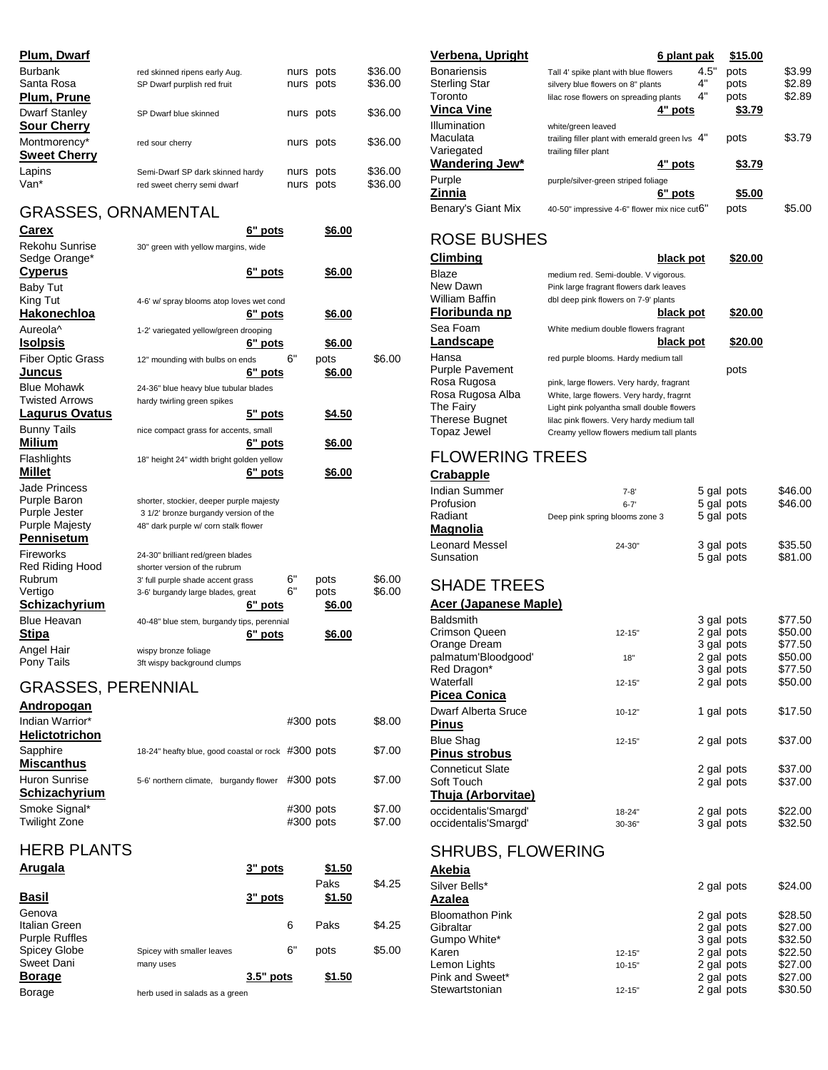**Plum, Dwarf**

| Burbank | red skinned ripens early Aug. | nurs | pots | $36.00 |
|---|---|---|---|---|
| Santa Rosa | SP Dwarf purplish red fruit | nurs | pots | $36.00 |

**Plum, Prune**

| Dwarf Stanley | SP Dwarf blue skinned | nurs | pots | $36.00 |
|---|---|---|---|---|

**Sour Cherry**

| Montmorency* | red sour cherry | nurs | pots | $36.00 |
|---|---|---|---|---|

**Sweet Cherry**

| Lapins | Semi-Dwarf SP dark skinned hardy | nurs | pots | $36.00 |
|---|---|---|---|---|
| Van* | red sweet cherry semi dwarf | nurs | pots | $36.00 |

## GRASSES, ORNAMENTAL

**Carex** — 6" pots — $6.00

- Rekohu Sunrise — 30" green with yellow margins, wide
- Sedge Orange*

**Cyperus** — 6" pots — $6.00

- Baby Tut
- King Tut — 4-6' w/ spray blooms atop loves wet cond

**Hakonechloa** — 6" pots — $6.00

- Aureola^ — 1-2' variegated yellow/green drooping

**Isolpsis** — 6" pots — $6.00

- Fiber Optic Grass — 12" mounding with bulbs on ends — 6" pots — $6.00

**Juncus** — 6" pots — $6.00

- Blue Mohawk — 24-36" blue heavy blue tubular blades
- Twisted Arrows — hardy twirling green spikes

**Lagurus Ovatus** — 5" pots — $4.50

- Bunny Tails — nice compact grass for accents, small

**Milium** — 6" pots — $6.00

- Flashlights — 18" height 24" width bright golden yellow

**Millet** — 6" pots — $6.00

- Jade Princess
- Purple Baron — shorter, stockier, deeper purple majesty
- Purple Jester — 3 1/2' bronze burgandy version of the
- Purple Majesty — 48" dark purple w/ corn stalk flower

**Pennisetum**

- Fireworks — 24-30" brilliant red/green blades
- Red Riding Hood — shorter version of the rubrum
- Rubrum — 3' full purple shade accent grass — 6" pots — $6.00
- Vertigo — 3-6' burgandy large blades, great — 6" pots — $6.00

**Schizachyrium** — 6" pots — $6.00

- Blue Heavan — 40-48" blue stem, burgandy tips, perennial

**Stipa** — 6" pots — $6.00

- Angel Hair — wispy bronze foliage
- Pony Tails — 3ft wispy background clumps

## GRASSES, PERENNIAL

**Andropogan**

- Indian Warrior* — #300 pots — $8.00

**Helictotrichon**

- Sapphire — 18-24" heafty blue, good coastal or rock — #300 pots — $7.00

**Miscanthus**

- Huron Sunrise — 5-6' northern climate, burgandy flower — #300 pots — $7.00

**Schizachyrium**

- Smoke Signal* — #300 pots — $7.00
- Twilight Zone — #300 pots — $7.00

## HERB PLANTS

**Arugala** — 3" pots — $1.50 — Paks $4.25

**Basil** — 3" pots — $1.50

- Genova
- Italian Green — 6 Paks — $4.25
- Purple Ruffles
- Spicey Globe — Spicey with smaller leaves — 6" pots — $5.00
- Sweet Dani — many uses

**Borage** — 3.5" pots — $1.50

- Borage — herb used in salads as a green

**Verbena, Upright** — 6 plant pak — $15.00

- Bonariensis — Tall 4' spike plant with blue flowers — 4.5" pots — $3.99
- Sterling Star — silvery blue flowers on 8" plants — 4" pots — $2.89
- Toronto — lilac rose flowers on spreading plants — 4" pots — $2.89

**Vinca Vine** — 4" pots — $3.79

- Illumination — white/green leaved
- Maculata — trailing filler plant with emerald green lvs — 4" pots — $3.79
- Variegated — trailing filler plant

**Wandering Jew*** — 4" pots — $3.79

- Purple — purple/silver-green striped foliage

**Zinnia** — 6" pots — $5.00

- Benary's Giant Mix — 40-50" impressive 4-6" flower mix nice cut — 6" pots — $5.00

## ROSE BUSHES

**Climbing** — black pot — $20.00

- Blaze — medium red. Semi-double. V vigorous.
- New Dawn — Pink large fragrant flowers dark leaves
- William Baffin — dbl deep pink flowers on 7-9' plants

**Floribunda np** — black pot — $20.00

- Sea Foam — White medium double flowers fragrant

**Landscape** — black pot — $20.00

- Hansa — red purple blooms. Hardy medium tall
- Purple Pavement — pots
- Rosa Rugosa — pink, large flowers. Very hardy, fragrant
- Rosa Rugosa Alba — White, large flowers. Very hardy, fragrnt
- The Fairy — Light pink polyantha small double flowers
- Therese Bugnet — lilac pink flowers. Very hardy medium tall
- Topaz Jewel — Creamy yellow flowers medium tall plants

## FLOWERING TREES

**Crabapple**

| Indian Summer | 7-8' | 5 gal pots | $46.00 |
|---|---|---|---|
| Profusion | 6-7' | 5 gal pots | $46.00 |
| Radiant | Deep pink spring blooms zone 3 | 5 gal pots | |

**Magnolia**

| Leonard Messel | 24-30" | 3 gal pots | $35.50 |
|---|---|---|---|
| Sunsation | | 5 gal pots | $81.00 |

## SHADE TREES

**Acer (Japanese Maple)**

| Baldsmith | | 3 gal pots | $77.50 |
|---|---|---|---|
| Crimson Queen | 12-15" | 2 gal pots | $50.00 |
| Orange Dream | | 3 gal pots | $77.50 |
| palmatum'Bloodgood' | 18" | 2 gal pots | $50.00 |
| Red Dragon* | | 3 gal pots | $77.50 |
| Waterfall | 12-15" | 2 gal pots | $50.00 |

**Picea Conica**

| Dwarf Alberta Sruce | 10-12" | 1 gal pots | $17.50 |
|---|---|---|---|

**Pinus**

| Blue Shag | 12-15" | 2 gal pots | $37.00 |
|---|---|---|---|

**Pinus strobus**

| Conneticut Slate | | 2 gal pots | $37.00 |
|---|---|---|---|
| Soft Touch | | 2 gal pots | $37.00 |

**Thuja (Arborvitae)**

| occidentalis'Smargd' | 18-24" | 2 gal pots | $22.00 |
|---|---|---|---|
| occidentalis'Smargd' | 30-36" | 3 gal pots | $32.50 |

## SHRUBS, FLOWERING

**Akebia**

| Silver Bells* | | 2 gal pots | $24.00 |
|---|---|---|---|

**Azalea**

| Bloomathon Pink | | 2 gal pots | $28.50 |
|---|---|---|---|
| Gibraltar | | 2 gal pots | $27.00 |
| Gumpo White* | | 3 gal pots | $32.50 |
| Karen | 12-15" | 2 gal pots | $22.50 |
| Lemon Lights | 10-15" | 2 gal pots | $27.00 |
| Pink and Sweet* | | 2 gal pots | $27.00 |
| Stewartstonian | 12-15" | 2 gal pots | $30.50 |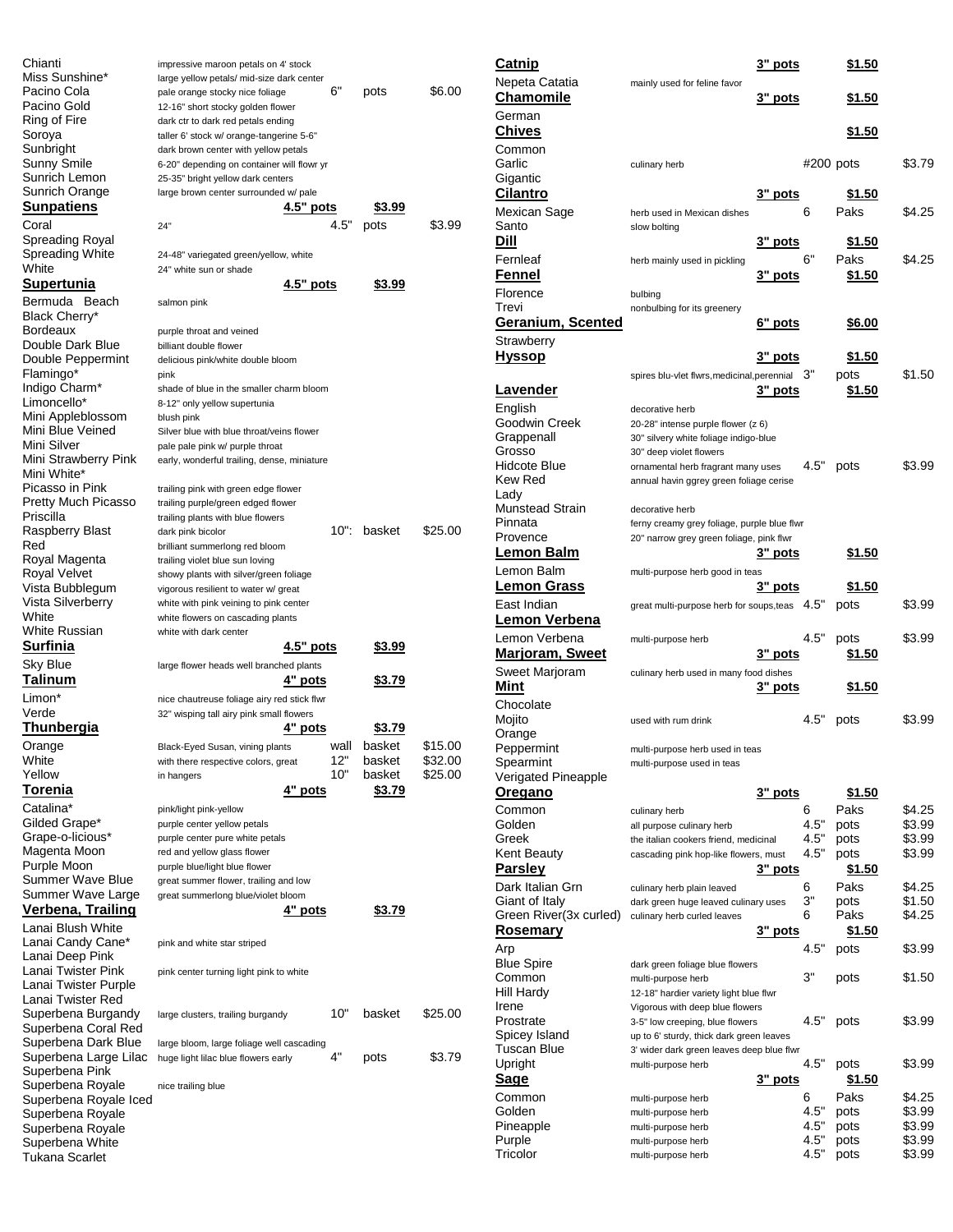| Name | Description | Size | Container | Price |
|---|---|---|---|---|
| Chianti | impressive maroon petals on 4' stock | | | |
| Miss Sunshine* | large yellow petals/ mid-size dark center | | | |
| Pacino Cola | pale orange stocky nice foliage | 6" | pots | $6.00 |
| Pacino Gold | 12-16" short stocky golden flower | | | |
| Ring of Fire | dark ctr to dark red petals ending | | | |
| Soroya | taller 6' stock w/ orange-tangerine 5-6" | | | |
| Sunbright | dark brown center with yellow petals | | | |
| Sunny Smile | 6-20" depending on container will flowr yr | | | |
| Sunrich Lemon | 25-35" bright yellow dark centers | | | |
| Sunrich Orange | large brown center surrounded w/ pale | | | |
| **Sunpatiens** | **4.5" pots** | | **$3.99** | |
| Coral | 24" | 4.5" | pots | $3.99 |
| Spreading Royal | | | | |
| Spreading White | 24-48" variegated green/yellow, white | | | |
| White | 24" white sun or shade | | | |
| **Supertunia** | **4.5" pots** | | **$3.99** | |
| Bermuda Beach | salmon pink | | | |
| Black Cherry* | | | | |
| Bordeaux | purple throat and veined | | | |
| Double Dark Blue | billiant double flower | | | |
| Double Peppermint | delicious pink/white double bloom | | | |
| Flamingo* | pink | | | |
| Indigo Charm* | shade of blue in the smaller charm bloom | | | |
| Limoncello* | 8-12" only yellow supertunia | | | |
| Mini Appleblossom | blush pink | | | |
| Mini Blue Veined | Silver blue with blue throat/veins flower | | | |
| Mini Silver | pale pale pink w/ purple throat | | | |
| Mini Strawberry Pink | early, wonderful trailing, dense, miniature | | | |
| Mini White* | | | | |
| Picasso in Pink | trailing pink with green edge flower | | | |
| Pretty Much Picasso | trailing purple/green edged flower | | | |
| Priscilla | trailing plants with blue flowers | | | |
| Raspberry Blast | dark pink bicolor | 10": | basket | $25.00 |
| Red | brilliant summerlong red bloom | | | |
| Royal Magenta | trailing violet blue sun loving | | | |
| Royal Velvet | showy plants with silver/green foliage | | | |
| Vista Bubblegum | vigorous resilient to water w/ great | | | |
| Vista Silverberry | white with pink veining to pink center | | | |
| White | white flowers on cascading plants | | | |
| White Russian | white with dark center | | | |
| **Surfinia** | **4.5" pots** | | **$3.99** | |
| Sky Blue | large flower heads well branched plants | | | |
| **Talinum** | **4" pots** | | **$3.79** | |
| Limon* | nice chautreuse foliage airy red stick flwr | | | |
| Verde | 32" wisping tall airy pink small flowers | | | |
| **Thunbergia** | **4" pots** | | **$3.79** | |
| Orange | Black-Eyed Susan, vining plants | wall | basket | $15.00 |
| White | with there respective colors, great | 12" | basket | $32.00 |
| Yellow | in hangers | 10" | basket | $25.00 |
| **Torenia** | **4" pots** | | **$3.79** | |
| Catalina* | pink/light pink-yellow | | | |
| Gilded Grape* | purple center yellow petals | | | |
| Grape-o-licious* | purple center pure white petals | | | |
| Magenta Moon | red and yellow glass flower | | | |
| Purple Moon | purple blue/light blue flower | | | |
| Summer Wave Blue | great summer flower, trailing and low | | | |
| Summer Wave Large | great summerlong blue/violet bloom | | | |
| **Verbena, Trailing** | **4" pots** | | **$3.79** | |
| Lanai Blush White | | | | |
| Lanai Candy Cane* | pink and white star striped | | | |
| Lanai Deep Pink | | | | |
| Lanai Twister Pink | pink center turning light pink to white | | | |
| Lanai Twister Purple | | | | |
| Lanai Twister Red | | | | |
| Superbena Burgandy | large clusters, trailing burgandy | 10" | basket | $25.00 |
| Superbena Coral Red | | | | |
| Superbena Dark Blue | large bloom, large foliage well cascading | | | |
| Superbena Large Lilac | huge light lilac blue flowers early | 4" | pots | $3.79 |
| Superbena Pink | | | | |
| Superbena Royale | nice trailing blue | | | |
| Superbena Royale Iced | | | | |
| Superbena Royale | | | | |
| Superbena Royale | | | | |
| Superbena White | | | | |
| Tukana Scarlet | | | | |

| Name | Description | Size | Container | Price |
|---|---|---|---|---|
| **Catnip** | **3" pots** | | **$1.50** | |
| Nepeta Catatia | mainly used for feline favor | | | |
| **Chamomile** | **3" pots** | | **$1.50** | |
| German | | | | |
| **Chives** | | | **$1.50** | |
| Common | | | | |
| Garlic | culinary herb | #200 | pots | $3.79 |
| Gigantic | | | | |
| **Cilantro** | **3" pots** | | **$1.50** | |
| Mexican Sage | herb used in Mexican dishes | 6 | Paks | $4.25 |
| Santo | slow bolting | | | |
| **Dill** | **3" pots** | | **$1.50** | |
| Fernleaf | herb mainly used in pickling | 6" | Paks | $4.25 |
| **Fennel** | **3" pots** | | **$1.50** | |
| Florence | bulbing | | | |
| Trevi | nonbulbing for its greenery | | | |
| **Geranium, Scented** | **6" pots** | | **$6.00** | |
| Strawberry | | | | |
| **Hyssop** | **3" pots** | | **$1.50** | |
| | spires blu-vlet flwrs,medicinal,perennial | 3" | pots | $1.50 |
| **Lavender** | **3" pots** | | **$1.50** | |
| English | decorative herb | | | |
| Goodwin Creek | 20-28" intense purple flower (z 6) | | | |
| Grappenall | 30" silvery white foliage indigo-blue | | | |
| Grosso | 30" deep violet flowers | | | |
| Hidcote Blue | ornamental herb fragrant many uses | 4.5" | pots | $3.99 |
| Kew Red | annual havin ggrey green foliage cerise | | | |
| Lady | | | | |
| Munstead Strain | decorative herb | | | |
| Pinnata | ferny creamy grey foliage, purple blue flwr | | | |
| Provence | 20" narrow grey green foliage, pink flwr | | | |
| **Lemon Balm** | **3" pots** | | **$1.50** | |
| Lemon Balm | multi-purpose herb good in teas | | | |
| **Lemon Grass** | **3" pots** | | **$1.50** | |
| East Indian | great multi-purpose herb for soups,teas | 4.5" | pots | $3.99 |
| **Lemon Verbena** | | | | |
| Lemon Verbena | multi-purpose herb | 4.5" | pots | $3.99 |
| **Marjoram, Sweet** | **3" pots** | | **$1.50** | |
| Sweet Marjoram | culinary herb used in many food dishes | | | |
| **Mint** | **3" pots** | | **$1.50** | |
| Chocolate | | | | |
| Mojito | used with rum drink | 4.5" | pots | $3.99 |
| Orange | | | | |
| Peppermint | multi-purpose herb used in teas | | | |
| Spearmint | multi-purpose used in teas | | | |
| Verigated Pineapple | | | | |
| **Oregano** | **3" pots** | | **$1.50** | |
| Common | culinary herb | 6 | Paks | $4.25 |
| Golden | all purpose culinary herb | 4.5" | pots | $3.99 |
| Greek | the italian cookers friend, medicinal | 4.5" | pots | $3.99 |
| Kent Beauty | cascading pink hop-like flowers, must | 4.5" | pots | $3.99 |
| **Parsley** | **3" pots** | | **$1.50** | |
| Dark Italian Grn | culinary herb plain leaved | 6 | Paks | $4.25 |
| Giant of Italy | dark green huge leaved culinary uses | 3" | pots | $1.50 |
| Green River(3x curled) | culinary herb curled leaves | 6 | Paks | $4.25 |
| **Rosemary** | **3" pots** | | **$1.50** | |
| Arp | | 4.5" | pots | $3.99 |
| Blue Spire | dark green foliage blue flowers | | | |
| Common | multi-purpose herb | 3" | pots | $1.50 |
| Hill Hardy | 12-18" hardier variety light blue flwr | | | |
| Irene | Vigorous with deep blue flowers | | | |
| Prostrate | 3-5" low creeping, blue flowers | 4.5" | pots | $3.99 |
| Spicey Island | up to 6' sturdy, thick dark green leaves | | | |
| Tuscan Blue | 3' wider dark green leaves deep blue flwr | | | |
| Upright | multi-purpose herb | 4.5" | pots | $3.99 |
| **Sage** | **3" pots** | | **$1.50** | |
| Common | multi-purpose herb | 6 | Paks | $4.25 |
| Golden | multi-purpose herb | 4.5" | pots | $3.99 |
| Pineapple | multi-purpose herb | 4.5" | pots | $3.99 |
| Purple | multi-purpose herb | 4.5" | pots | $3.99 |
| Tricolor | multi-purpose herb | 4.5" | pots | $3.99 |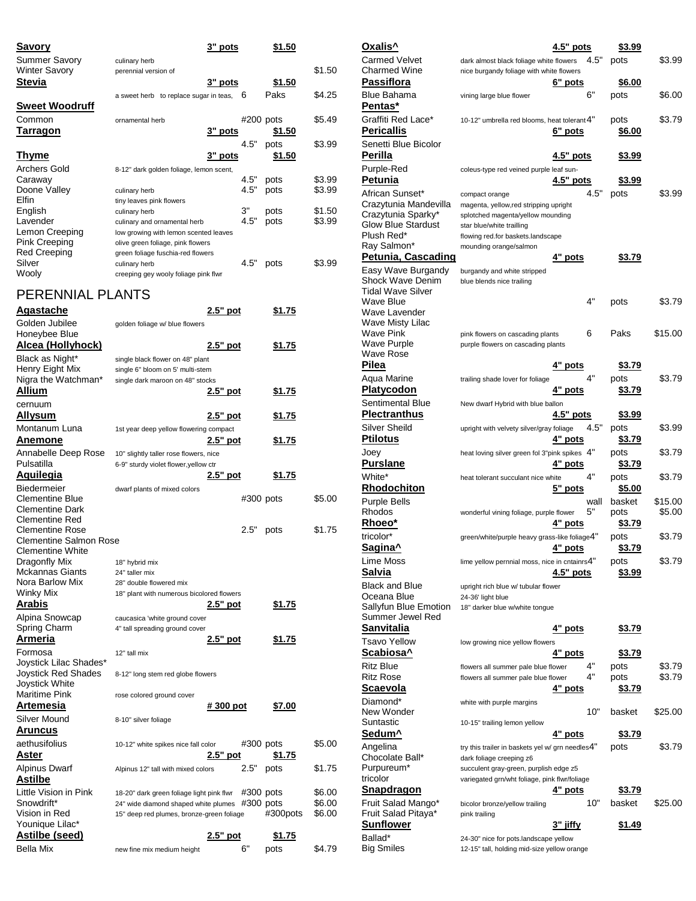| Name | Description | Size | Unit | Price |
|---|---|---|---|---|
| **Savory** | | 3" pots | | $1.50 |
| Summer Savory | culinary herb | | | |
| Winter Savory | perennial version of | | | $1.50 |
| **Stevia** | | 3" pots | | $1.50 |
| | a sweet herb to replace sugar in teas, | 6 | Paks | $4.25 |
| **Sweet Woodruff** | | | | |
| Common | ornamental herb | #200 | pots | $5.49 |
| **Tarragon** | | 3" pots | | $1.50 |
| | | 4.5" | pots | $3.99 |
| **Thyme** | | 3" pots | | $1.50 |
| Archers Gold | 8-12" dark golden foliage, lemon scent, | | | |
| Caraway | | 4.5" | pots | $3.99 |
| Doone Valley | culinary herb | 4.5" | pots | $3.99 |
| Elfin | tiny leaves pink flowers | | | |
| English | culinary herb | 3" | pots | $1.50 |
| Lavender | culinary and ornamental herb | 4.5" | pots | $3.99 |
| Lemon Creeping | low growing with lemon scented leaves | | | |
| Pink Creeping | olive green foliage, pink flowers | | | |
| Red Creeping | green foliage fuschia-red flowers | | | |
| Silver | culinary herb | 4.5" | pots | $3.99 |
| Wooly | creeping gey wooly foliage pink flwr | | | |

## PERENNIAL PLANTS

| Name | Description | Size | Unit | Price |
|---|---|---|---|---|
| **Agastache** | | 2.5" pot | | $1.75 |
| Golden Jubilee | golden foliage w/ blue flowers | | | |
| Honeybee Blue | | | | |
| **Alcea (Hollyhock)** | | 2.5" pot | | $1.75 |
| Black as Night* | single black flower on 48" plant | | | |
| Henry Eight Mix | single 6" bloom on 5' multi-stem | | | |
| Nigra the Watchman* | single dark maroon on 48" stocks | | | |
| **Allium** | | 2.5" pot | | $1.75 |
| cernuum | | | | |
| **Allysum** | | 2.5" pot | | $1.75 |
| Montanum Luna | 1st year deep yellow flowering compact | | | |
| **Anemone** | | 2.5" pot | | $1.75 |
| Annabelle Deep Rose | 10" slightly taller rose flowers, nice | | | |
| Pulsatilla | 6-9" sturdy violet flower,yellow ctr | | | |
| **Aquilegia** | | 2.5" pot | | $1.75 |
| Biedermeier | dwarf plants of mixed colors | | | |
| Clementine Blue | | #300 | pots | $5.00 |
| Clementine Dark | | | | |
| Clementine Red | | | | |
| Clementine Rose | | 2.5" | pots | $1.75 |
| Clementine Salmon Rose | | | | |
| Clementine White | | | | |
| Dragonfly Mix | 18" hybrid mix | | | |
| Mckannas Giants | 24" taller mix | | | |
| Nora Barlow Mix | 28" double flowered mix | | | |
| Winky Mix | 18" plant with numerous bicolored flowers | | | |
| **Arabis** | | 2.5" pot | | $1.75 |
| Alpina Snowcap | caucasica 'white ground cover | | | |
| Spring Charm | 4" tall spreading ground cover | | | |
| **Armeria** | | 2.5" pot | | $1.75 |
| Formosa | 12" tall mix | | | |
| Joystick Lilac Shades* | | | | |
| Joystick Red Shades | 8-12" long stem red globe flowers | | | |
| Joystick White | | | | |
| Maritime Pink | rose colored ground cover | | | |
| **Artemesia** | | # 300 pot | | $7.00 |
| Silver Mound | 8-10" silver foliage | | | |
| **Aruncus** | | | | |
| aethusifolius | 10-12" white spikes nice fall color | #300 | pots | $5.00 |
| **Aster** | | 2.5" pot | | $1.75 |
| Alpinus Dwarf | Alpinus 12" tall with mixed colors | 2.5" | pots | $1.75 |
| **Astilbe** | | | | |
| Little Vision in Pink | 18-20" dark green foliage light pink flwr | #300 | pots | $6.00 |
| Snowdrift* | 24" wide diamond shaped white plumes | #300 | pots | $6.00 |
| Vision in Red | 15" deep red plumes, bronze-green foliage | | #300pots | $6.00 |
| Younique Lilac* | | | | |
| **Astilbe (seed)** | | 2.5" pot | | $1.75 |
| Bella Mix | new fine mix medium height | 6" | pots | $4.79 |

| Name | Description | Size | Unit | Price |
|---|---|---|---|---|
| **Oxalis^** | | 4.5" pots | | $3.99 |
| Carmed Velvet | dark almost black foliage white flowers | 4.5" | pots | $3.99 |
| Charmed Wine | nice burgandy foliage with white flowers | | | |
| **Passiflora** | | 6" pots | | $6.00 |
| Blue Bahama | vining large blue flower | 6" | pots | $6.00 |
| **Pentas*** | | | | |
| Graffiti Red Lace* | 10-12" umbrella red blooms, heat tolerant | 4" | pots | $3.79 |
| **Pericallis** | | 6" pots | | $6.00 |
| Senetti Blue Bicolor | | | | |
| **Perilla** | | 4.5" pots | | $3.99 |
| Purple-Red | coleus-type red veined purple leaf sun- | | | |
| **Petunia** | | 4.5" pots | | $3.99 |
| African Sunset* | compact orange | 4.5" | pots | $3.99 |
| Crazytunia Mandevilla | magenta, yellow,red stripping upright | | | |
| Crazytunia Sparky* | splotched magenta/yellow mounding | | | |
| Glow Blue Stardust | star blue/white trailling | | | |
| Plush Red* | flowing red.for baskets.landscape | | | |
| Ray Salmon* | mounding orange/salmon | | | |
| **Petunia, Cascading** | | 4" pots | | $3.79 |
| Easy Wave Burgandy | burgandy and white stripped | | | |
| Shock Wave Denim | blue blends nice trailing | | | |
| Tidal Wave Silver | | | | |
| Wave Blue | | 4" | pots | $3.79 |
| Wave Lavender | | | | |
| Wave Misty Lilac | | | | |
| Wave Pink | pink flowers on cascading plants | 6 | Paks | $15.00 |
| Wave Purple | purple flowers on cascading plants | | | |
| Wave Rose | | | | |
| **Pilea** | | 4" pots | | $3.79 |
| Aqua Marine | trailing shade lover for foliage | 4" | pots | $3.79 |
| **Platycodon** | | 4" pots | | $3.79 |
| Sentimental Blue | New dwarf Hybrid with blue ballon | | | |
| **Plectranthus** | | 4.5" pots | | $3.99 |
| Silver Sheild | upright with velvety silver/gray foliage | 4.5" | pots | $3.99 |
| **Ptilotus** | | 4" pots | | $3.79 |
| Joey | heat loving silver green fol 3"pink spikes | 4" | pots | $3.79 |
| **Purslane** | | 4" pots | | $3.79 |
| White* | heat tolerant succulant nice white | 4" | pots | $3.79 |
| **Rhodochiton** | | 5" pots | | $5.00 |
| Purple Bells | | wall | basket | $15.00 |
| Rhodos | wonderful vining foliage, purple flower | 5" | pots | $5.00 |
| **Rhoeo*** | | 4" pots | | $3.79 |
| tricolor* | green/white/purple heavy grass-like foliage | 4" | pots | $3.79 |
| **Sagina^** | | 4" pots | | $3.79 |
| Lime Moss | lime yellow pernnial moss, nice in cntainrs | 4" | pots | $3.79 |
| **Salvia** | | 4.5" pots | | $3.99 |
| Black and Blue | upright rich blue w/ tubular flower | | | |
| Oceana Blue | 24-36' light blue | | | |
| Sallyfun Blue Emotion | 18" darker blue w/white tongue | | | |
| Summer Jewel Red | | | | |
| **Sanvitalia** | | 4" pots | | $3.79 |
| Tsavo Yellow | low growing nice yellow flowers | | | |
| **Scabiosa^** | | 4" pots | | $3.79 |
| Ritz Blue | flowers all summer pale blue flower | 4" | pots | $3.79 |
| Ritz Rose | flowers all summer pale blue flower | 4" | pots | $3.79 |
| **Scaevola** | | 4" pots | | $3.79 |
| Diamond* | white with purple margins | | | |
| New Wonder | | 10" | basket | $25.00 |
| Suntastic | 10-15" trailing lemon yellow | | | |
| **Sedum^** | | 4" pots | | $3.79 |
| Angelina | try this trailer in baskets yel w/ grn needles | 4" | pots | $3.79 |
| Chocolate Ball* | dark foliage creeping z6 | | | |
| Purpureum* | succulent gray-green, purplish edge z5 | | | |
| tricolor | variegated grn/wht foliage, pink flwr/foliage | | | |
| **Snapdragon** | | 4" pots | | $3.79 |
| Fruit Salad Mango* | bicolor bronze/yellow trailing | 10" | basket | $25.00 |
| Fruit Salad Pitaya* | pink trailing | | | |
| **Sunflower** | | 3" jiffy | | $1.49 |
| Ballad* | 24-30" nice for pots.landscape yellow | | | |
| Big Smiles | 12-15" tall, holding mid-size yellow orange | | | |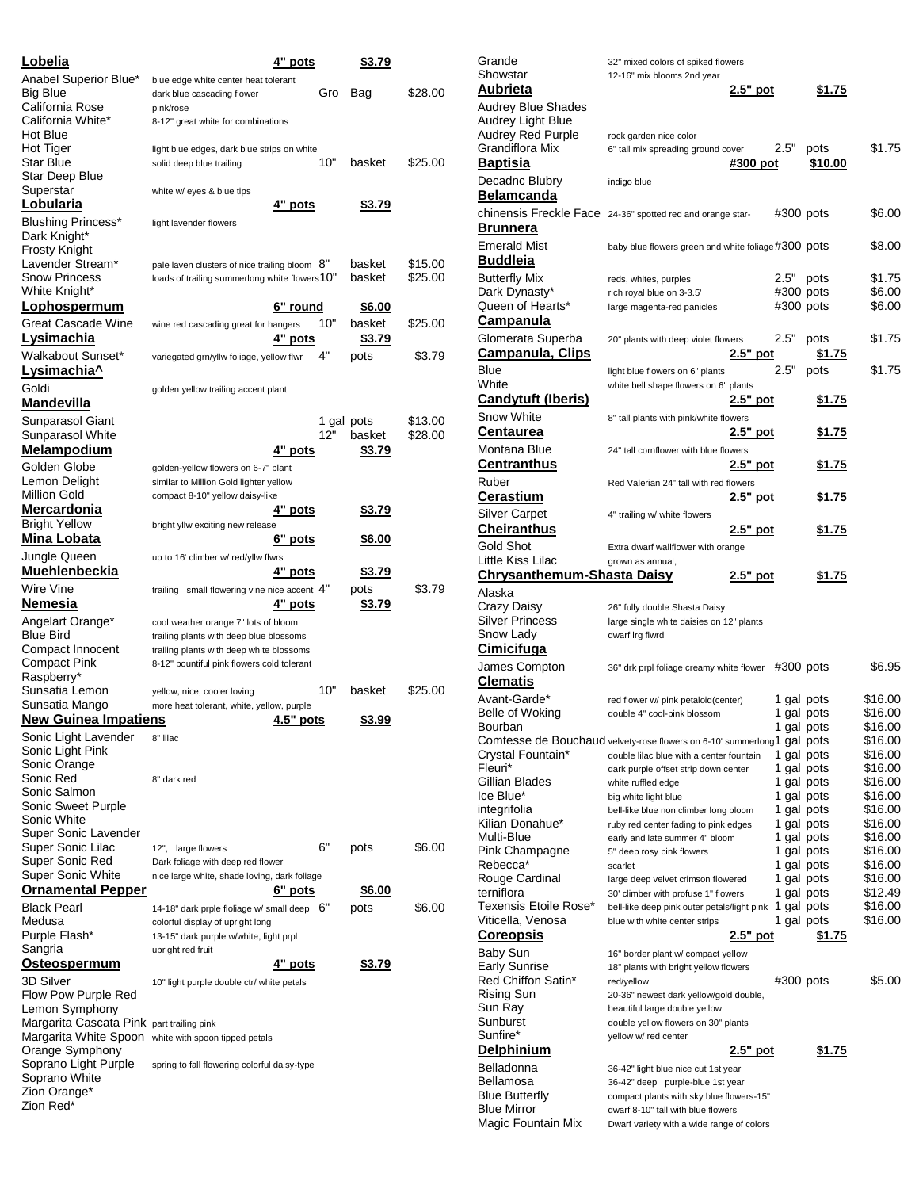**Lobelia** — 4" pots — $3.79

| Variety | Description | Size | Container | Price |
|---|---|---|---|---|
| Anabel Superior Blue* | blue edge white center heat tolerant | | | |
| Big Blue | dark blue cascading flower | Gro | Bag | $28.00 |
| California Rose | pink/rose | | | |
| California White* | 8-12" great white for combinations | | | |
| Hot Blue | | | | |
| Hot Tiger | light blue edges, dark blue strips on white | | | |
| Star Blue | solid deep blue trailing | 10" | basket | $25.00 |
| Star Deep Blue | | | | |
| Superstar | white w/ eyes & blue tips | | | |

**Lobularia** — 4" pots — $3.79

| Variety | Description | Size | Container | Price |
|---|---|---|---|---|
| Blushing Princess* | light lavender flowers | | | |
| Dark Knight* | | | | |
| Frosty Knight | | | | |
| Lavender Stream* | pale laven clusters of nice trailing bloom | 8" | basket | $15.00 |
| Snow Princess | loads of trailing summerlong white flowers | 10" | basket | $25.00 |
| White Knight* | | | | |

**Lophospermum** — 6" round — $6.00

| Variety | Description | Size | Container | Price |
|---|---|---|---|---|
| Great Cascade Wine | wine red cascading great for hangers | 10" | basket | $25.00 |

**Lysimachia** — 4" pots — $3.79

| Variety | Description | Size | Container | Price |
|---|---|---|---|---|
| Walkabout Sunset* | variegated grn/yllw foliage, yellow flwr | 4" | pots | $3.79 |

**Lysimachia^**

| Variety | Description | Size | Container | Price |
|---|---|---|---|---|
| Goldi | golden yellow trailing accent plant | | | |

**Mandevilla**

| Variety | Description | Size | Container | Price |
|---|---|---|---|---|
| Sunparasol Giant | | 1 gal | pots | $13.00 |
| Sunparasol White | | 12" | basket | $28.00 |

**Melampodium** — 4" pots — $3.79

| Variety | Description |
|---|---|
| Golden Globe | golden-yellow flowers on 6-7" plant |
| Lemon Delight | similar to Million Gold lighter yellow |
| Million Gold | compact 8-10" yellow daisy-like |

**Mercardonia** — 4" pots — $3.79

| Variety | Description |
|---|---|
| Bright Yellow | bright yllw exciting new release |

**Mina Lobata** — 6" pots — $6.00

| Variety | Description |
|---|---|
| Jungle Queen | up to 16' climber w/ red/yllw flwrs |

**Muehlenbeckia** — 4" pots — $3.79

| Variety | Description | Size | Container | Price |
|---|---|---|---|---|
| Wire Vine | trailing small flowering vine nice accent | 4" | pots | $3.79 |

**Nemesia** — 4" pots — $3.79

| Variety | Description | Size | Container | Price |
|---|---|---|---|---|
| Angelart Orange* | cool weather orange 7" lots of bloom | | | |
| Blue Bird | trailing plants with deep blue blossoms | | | |
| Compact Innocent | trailing plants with deep white blossoms | | | |
| Compact Pink | 8-12" bountiful pink flowers cold tolerant | | | |
| Raspberry* | | | | |
| Sunsatia Lemon | yellow, nice, cooler loving | 10" | basket | $25.00 |
| Sunsatia Mango | more heat tolerant, white, yellow, purple | | | |

**New Guinea Impatiens** — 4.5" pots — $3.99

| Variety | Description | Size | Container | Price |
|---|---|---|---|---|
| Sonic Light Lavender | 8" lilac | | | |
| Sonic Light Pink | | | | |
| Sonic Orange | | | | |
| Sonic Red | 8" dark red | | | |
| Sonic Salmon | | | | |
| Sonic Sweet Purple | | | | |
| Sonic White | | | | |
| Super Sonic Lavender | | | | |
| Super Sonic Lilac | 12", large flowers | 6" | pots | $6.00 |
| Super Sonic Red | Dark foliage with deep red flower | | | |
| Super Sonic White | nice large white, shade loving, dark foliage | | | |

**Ornamental Pepper** — 6" pots — $6.00

| Variety | Description | Size | Container | Price |
|---|---|---|---|---|
| Black Pearl | 14-18" dark prple floliage w/ small deep | 6" | pots | $6.00 |
| Medusa | colorful display of upright long | | | |
| Purple Flash* | 13-15" dark purple w/white, light prpl | | | |
| Sangria | upright red fruit | | | |

**Osteospermum** — 4" pots — $3.79

| Variety | Description |
|---|---|
| 3D Silver | 10" light purple double ctr/ white petals |
| Flow Pow Purple Red | |
| Lemon Symphony | |
| Margarita Cascata Pink | part trailing pink |
| Margarita White Spoon | white with spoon tipped petals |
| Orange Symphony | |
| Soprano Light Purple | spring to fall flowering colorful daisy-type |
| Soprano White | |
| Zion Orange* | |
| Zion Red* | |

| Variety | Description |
|---|---|
| Grande | 32" mixed colors of spiked flowers |
| Showstar | 12-16" mix blooms 2nd year |

**Aubrieta** — 2.5" pot — $1.75

| Variety | Description | Size | Container | Price |
|---|---|---|---|---|
| Audrey Blue Shades | | | | |
| Audrey Light Blue | | | | |
| Audrey Red Purple | rock garden nice color | | | |
| Grandiflora Mix | 6" tall mix spreading ground cover | 2.5" | pots | $1.75 |

**Baptisia** — #300 pot — $10.00

| Variety | Description |
|---|---|
| Decadnc Blubry | indigo blue |

**Belamcanda**

| Variety | Description | Size | Container | Price |
|---|---|---|---|---|
| chinensis Freckle Face | 24-36" spotted red and orange star- | #300 | pots | $6.00 |

**Brunnera**

| Variety | Description | Size | Container | Price |
|---|---|---|---|---|
| Emerald Mist | baby blue flowers green and white foliage | #300 | pots | $8.00 |

**Buddleia**

| Variety | Description | Size | Container | Price |
|---|---|---|---|---|
| Butterfly Mix | reds, whites, purples | 2.5" | pots | $1.75 |
| Dark Dynasty* | rich royal blue on 3-3.5' | #300 | pots | $6.00 |
| Queen of Hearts* | large magenta-red panicles | #300 | pots | $6.00 |

**Campanula**

| Variety | Description | Size | Container | Price |
|---|---|---|---|---|
| Glomerata Superba | 20" plants with deep violet flowers | 2.5" | pots | $1.75 |

**Campanula, Clips** — 2.5" pot — $1.75

| Variety | Description | Size | Container | Price |
|---|---|---|---|---|
| Blue | light blue flowers on 6" plants | 2.5" | pots | $1.75 |
| White | white bell shape flowers on 6" plants | | | |

**Candytuft (Iberis)** — 2.5" pot — $1.75

| Variety | Description |
|---|---|
| Snow White | 8" tall plants with pink/white flowers |

**Centaurea** — 2.5" pot — $1.75

| Variety | Description |
|---|---|
| Montana Blue | 24" tall cornflower with blue flowers |

**Centranthus** — 2.5" pot — $1.75

| Variety | Description |
|---|---|
| Ruber | Red Valerian 24" tall with red flowers |

**Cerastium** — 2.5" pot — $1.75

| Variety | Description |
|---|---|
| Silver Carpet | 4" trailing w/ white flowers |

**Cheiranthus** — 2.5" pot — $1.75

| Variety | Description |
|---|---|
| Gold Shot | Extra dwarf wallflower with orange |
| Little Kiss Lilac | grown as annual, |

**Chrysanthemum-Shasta Daisy** — 2.5" pot — $1.75

| Variety | Description |
|---|---|
| Alaska | |
| Crazy Daisy | 26" fully double Shasta Daisy |
| Silver Princess | large single white daisies on 12" plants |
| Snow Lady | dwarf lrg flwrd |

**Cimicifuga**

| Variety | Description | Size | Container | Price |
|---|---|---|---|---|
| James Compton | 36" drk prpl foliage creamy white flower | #300 | pots | $6.95 |

**Clematis**

| Variety | Description | Size | Container | Price |
|---|---|---|---|---|
| Avant-Garde* | red flower w/ pink petaloid(center) | 1 gal | pots | $16.00 |
| Belle of Woking | double 4" cool-pink blossom | 1 gal | pots | $16.00 |
| Bourban | | 1 gal | pots | $16.00 |
| Comtesse de Bouchaud | velvety-rose flowers on 6-10' summerlong | 1 gal | pots | $16.00 |
| Crystal Fountain* | double lilac blue with a center fountain | 1 gal | pots | $16.00 |
| Fleuri* | dark purple offset strip down center | 1 gal | pots | $16.00 |
| Gillian Blades | white ruffled edge | 1 gal | pots | $16.00 |
| Ice Blue* | big white light blue | 1 gal | pots | $16.00 |
| integrifolia | bell-like blue non climber long bloom | 1 gal | pots | $16.00 |
| Kilian Donahue* | ruby red center fading to pink edges | 1 gal | pots | $16.00 |
| Multi-Blue | early and late summer 4" bloom | 1 gal | pots | $16.00 |
| Pink Champagne | 5" deep rosy pink flowers | 1 gal | pots | $16.00 |
| Rebecca* | scarlet | 1 gal | pots | $16.00 |
| Rouge Cardinal | large deep velvet crimson flowered | 1 gal | pots | $16.00 |
| terniflora | 30' climber with profuse 1" flowers | 1 gal | pots | $12.49 |
| Texensis Etoile Rose* | bell-like deep pink outer petals/light pink | 1 gal | pots | $16.00 |
| Viticella, Venosa | blue with white center strips | 1 gal | pots | $16.00 |

**Coreopsis** — 2.5" pot — $1.75

| Variety | Description | Size | Container | Price |
|---|---|---|---|---|
| Baby Sun | 16" border plant w/ compact yellow | | | |
| Early Sunrise | 18" plants with bright yellow flowers | | | |
| Red Chiffon Satin* | red/yellow | #300 | pots | $5.00 |
| Rising Sun | 20-36" newest dark yellow/gold double, | | | |
| Sun Ray | beautiful large double yellow | | | |
| Sunburst | double yellow flowers on 30" plants | | | |
| Sunfire* | yellow w/ red center | | | |

**Delphinium** — 2.5" pot — $1.75

| Variety | Description |
|---|---|
| Belladonna | 36-42" light blue nice cut 1st year |
| Bellamosa | 36-42" deep purple-blue 1st year |
| Blue Butterfly | compact plants with sky blue flowers-15" |
| Blue Mirror | dwarf 8-10" tall with blue flowers |
| Magic Fountain Mix | Dwarf variety with a wide range of colors |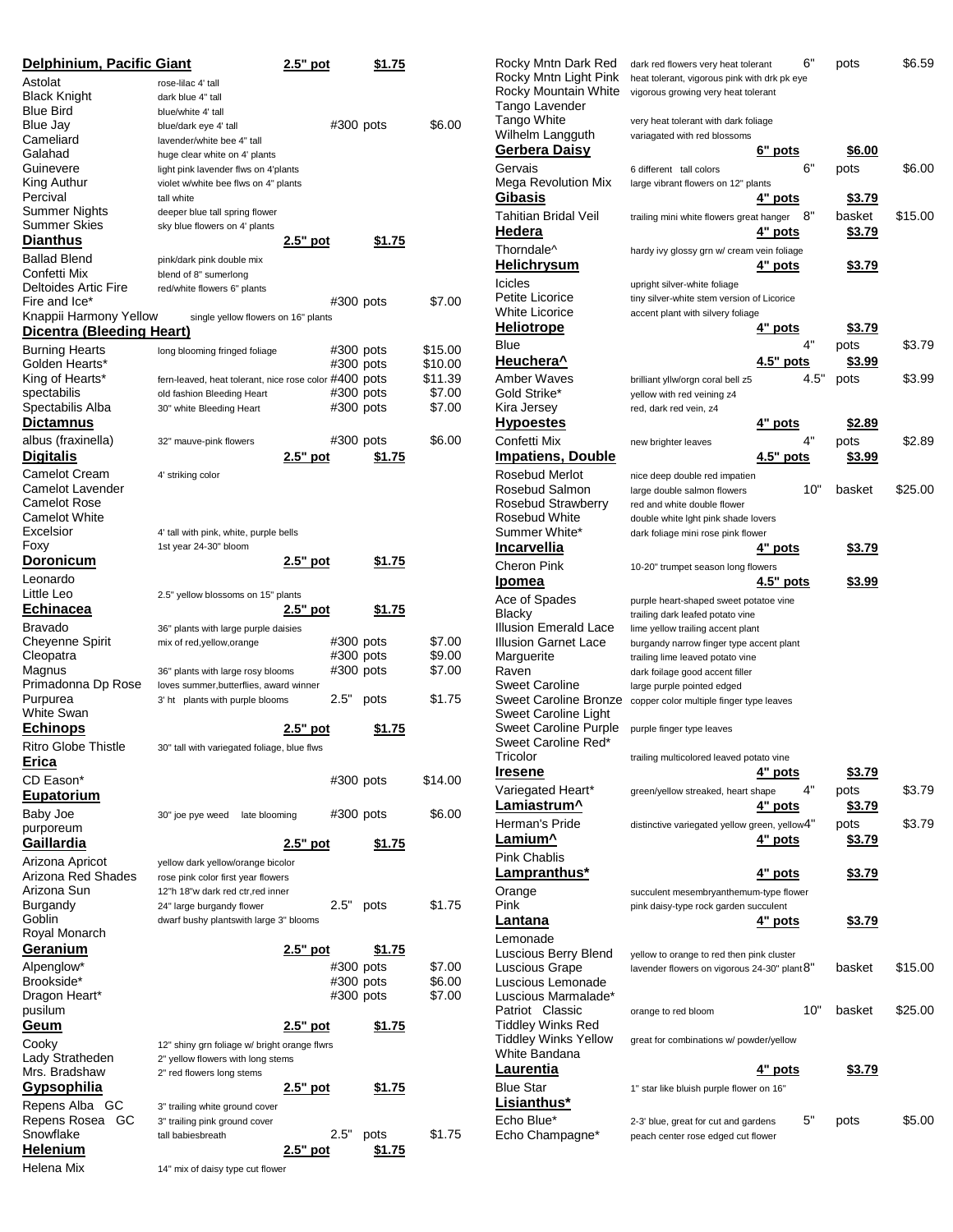| Plant | Description | Size | Container | Price |
|---|---|---|---|---|
| **Delphinium, Pacific Giant** | | **2.5" pot** | | **$1.75** |
| Astolat | rose-lilac 4' tall | | | |
| Black Knight | dark blue 4" tall | | | |
| Blue Bird | blue/white 4' tall | | | |
| Blue Jay | blue/dark eye 4' tall | #300 | pots | $6.00 |
| Cameliard | lavender/white bee 4" tall | | | |
| Galahad | huge clear white on 4' plants | | | |
| Guinevere | light pink lavender flws on 4'plants | | | |
| King Authur | violet w/white bee flws on 4" plants | | | |
| Percival | tall white | | | |
| Summer Nights | deeper blue tall spring flower | | | |
| Summer Skies | sky blue flowers on 4' plants | | | |
| **Dianthus** | | **2.5" pot** | | **$1.75** |
| Ballad Blend | pink/dark pink double mix | | | |
| Confetti Mix | blend of 8" sumerlong | | | |
| Deltoides Artic Fire | red/white flowers 6" plants | | | |
| Fire and Ice* | | #300 | pots | $7.00 |
| Knappii Harmony Yellow | single yellow flowers on 16" plants | | | |
| **Dicentra (Bleeding Heart)** | | | | |
| Burning Hearts | long blooming fringed foliage | #300 | pots | $15.00 |
| Golden Hearts* | | #300 | pots | $10.00 |
| King of Hearts* | fern-leaved, heat tolerant, nice rose color | #400 | pots | $11.39 |
| spectabilis | old fashion Bleeding Heart | #300 | pots | $7.00 |
| Spectabilis Alba | 30" white Bleeding Heart | #300 | pots | $7.00 |
| **Dictamnus** | | | | |
| albus (fraxinella) | 32" mauve-pink flowers | #300 | pots | $6.00 |
| **Digitalis** | | **2.5" pot** | | **$1.75** |
| Camelot Cream | 4' striking color | | | |
| Camelot Lavender | | | | |
| Camelot Rose | | | | |
| Camelot White | | | | |
| Excelsior | 4' tall with pink, white, purple bells | | | |
| Foxy | 1st year 24-30" bloom | | | |
| **Doronicum** | | **2.5" pot** | | **$1.75** |
| Leonardo | | | | |
| Little Leo | 2.5" yellow blossoms on 15" plants | | | |
| **Echinacea** | | **2.5" pot** | | **$1.75** |
| Bravado | 36" plants with large purple daisies | | | |
| Cheyenne Spirit | mix of red,yellow,orange | #300 | pots | $7.00 |
| Cleopatra | | #300 | pots | $9.00 |
| Magnus | 36" plants with large rosy blooms | #300 | pots | $7.00 |
| Primadonna Dp Rose | loves summer,butterflies, award winner | | | |
| Purpurea | 3' ht plants with purple blooms | 2.5" | pots | $1.75 |
| White Swan | | | | |
| **Echinops** | | **2.5" pot** | | **$1.75** |
| Ritro Globe Thistle | 30" tall with variegated foliage, blue flws | | | |
| **Erica** | | | | |
| CD Eason* | | #300 | pots | $14.00 |
| **Eupatorium** | | | | |
| Baby Joe | 30" joe pye weed late blooming | #300 | pots | $6.00 |
| purporeum | | | | |
| **Gaillardia** | | **2.5" pot** | | **$1.75** |
| Arizona Apricot | yellow dark yellow/orange bicolor | | | |
| Arizona Red Shades | rose pink color first year flowers | | | |
| Arizona Sun | 12"h 18"w dark red ctr,red inner | | | |
| Burgandy | 24" large burgandy flower | 2.5" | pots | $1.75 |
| Goblin | dwarf bushy plantswith large 3" blooms | | | |
| Royal Monarch | | | | |
| **Geranium** | | **2.5" pot** | | **$1.75** |
| Alpenglow* | | #300 | pots | $7.00 |
| Brookside* | | #300 | pots | $6.00 |
| Dragon Heart* | | #300 | pots | $7.00 |
| pusilum | | | | |
| **Geum** | | **2.5" pot** | | **$1.75** |
| Cooky | 12" shiny grn foliage w/ bright orange flwrs | | | |
| Lady Stratheden | 2" yellow flowers with long stems | | | |
| Mrs. Bradshaw | 2" red flowers long stems | | | |
| **Gypsophilia** | | **2.5" pot** | | **$1.75** |
| Repens Alba GC | 3" trailing white ground cover | | | |
| Repens Rosea GC | 3" trailing pink ground cover | | | |
| Snowflake | tall babiesbreath | 2.5" | pots | $1.75 |
| **Helenium** | | **2.5" pot** | | **$1.75** |
| Helena Mix | 14" mix of daisy type cut flower | | | |
| Rocky Mntn Dark Red | dark red flowers very heat tolerant | 6" | pots | $6.59 |
| Rocky Mntn Light Pink | heat tolerant, vigorous pink with drk pk eye | | | |
| Rocky Mountain White | vigorous growing very heat tolerant | | | |
| Tango Lavender | | | | |
| Tango White | very heat tolerant with dark foliage | | | |
| Wilhelm Langguth | variagated with red blossoms | | | |
| **Gerbera Daisy** | | **6" pots** | | **$6.00** |
| Gervais | 6 different tall colors | 6" | pots | $6.00 |
| Mega Revolution Mix | large vibrant flowers on 12" plants | | | |
| **Gibasis** | | **4" pots** | | **$3.79** |
| Tahitian Bridal Veil | trailing mini white flowers great hanger | 8" | basket | $15.00 |
| **Hedera** | | **4" pots** | | **$3.79** |
| Thorndale^ | hardy ivy glossy grn w/ cream vein foliage | | | |
| **Helichrysum** | | **4" pots** | | **$3.79** |
| Icicles | upright silver-white foliage | | | |
| Petite Licorice | tiny silver-white stem version of Licorice | | | |
| White Licorice | accent plant with silvery foliage | | | |
| **Heliotrope** | | **4" pots** | | **$3.79** |
| Blue | | 4" | pots | $3.79 |
| **Heuchera^** | | **4.5" pots** | | **$3.99** |
| Amber Waves | brilliant yllw/orgn coral bell z5 | 4.5" | pots | $3.99 |
| Gold Strike* | yellow with red veining z4 | | | |
| Kira Jersey | red, dark red vein, z4 | | | |
| **Hypoestes** | | **4" pots** | | **$2.89** |
| Confetti Mix | new brighter leaves | 4" | pots | $2.89 |
| **Impatiens, Double** | | **4.5" pots** | | **$3.99** |
| Rosebud Merlot | nice deep double red impatien | | | |
| Rosebud Salmon | large double salmon flowers | 10" | basket | $25.00 |
| Rosebud Strawberry | red and white double flower | | | |
| Rosebud White | double white lght pink shade lovers | | | |
| Summer White* | dark foliage mini rose pink flower | | | |
| **Incarvellia** | | **4" pots** | | **$3.79** |
| Cheron Pink | 10-20" trumpet season long flowers | | | |
| **Ipomea** | | **4.5" pots** | | **$3.99** |
| Ace of Spades | purple heart-shaped sweet potatoe vine | | | |
| Blacky | trailing dark leafed potato vine | | | |
| Illusion Emerald Lace | lime yellow trailing accent plant | | | |
| Illusion Garnet Lace | burgandy narrow finger type accent plant | | | |
| Marguerite | trailing lime leaved potato vine | | | |
| Raven | dark foilage good accent filler | | | |
| Sweet Caroline | large purple pointed edged | | | |
| Sweet Caroline Bronze | copper color multiple finger type leaves | | | |
| Sweet Caroline Light | | | | |
| Sweet Caroline Purple | purple finger type leaves | | | |
| Sweet Caroline Red* | | | | |
| Tricolor | trailing multicolored leaved potato vine | | | |
| **Iresene** | | **4" pots** | | **$3.79** |
| Variegated Heart* | green/yellow streaked, heart shape | 4" | pots | $3.79 |
| **Lamiastrum^** | | **4" pots** | | **$3.79** |
| Herman's Pride | distinctive variegated yellow green, yellow | 4" | pots | $3.79 |
| **Lamium^** | | **4" pots** | | **$3.79** |
| Pink Chablis | | | | |
| **Lampranthus*** | | **4" pots** | | **$3.79** |
| Orange | succulent mesembryanthemum-type flower | | | |
| Pink | pink daisy-type rock garden succulent | | | |
| **Lantana** | | **4" pots** | | **$3.79** |
| Lemonade | | | | |
| Luscious Berry Blend | yellow to orange to red then pink cluster | | | |
| Luscious Grape | lavender flowers on vigorous 24-30" plant | 8" | basket | $15.00 |
| Luscious Lemonade | | | | |
| Luscious Marmalade* | | | | |
| Patriot Classic | orange to red bloom | 10" | basket | $25.00 |
| Tiddley Winks Red | | | | |
| Tiddley Winks Yellow | great for combinations w/ powder/yellow | | | |
| White Bandana | | | | |
| **Laurentia** | | **4" pots** | | **$3.79** |
| Blue Star | 1" star like bluish purple flower on 16" | | | |
| **Lisianthus*** | | | | |
| Echo Blue* | 2-3' blue, great for cut and gardens | 5" | pots | $5.00 |
| Echo Champagne* | peach center rose edged cut flower | | | |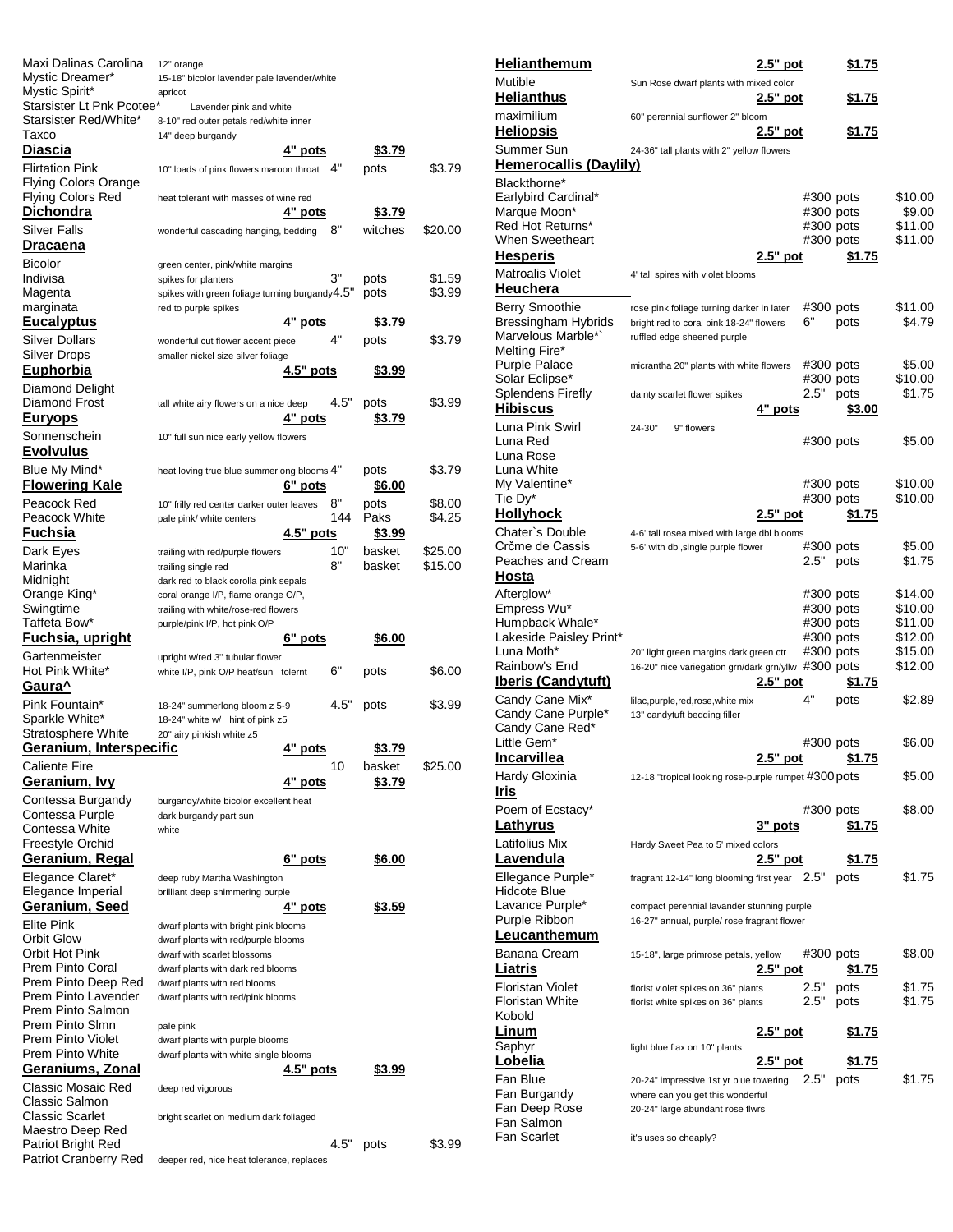| Variety | Description | Size | Container | Price |
|---|---|---|---|---|
| Maxi Dalinas Carolina | 12" orange | | | |
| Mystic Dreamer* | 15-18" bicolor lavender pale lavender/white | | | |
| Mystic Spirit* | apricot | | | |
| Starsister Lt Pnk Pcotee* | Lavender pink and white | | | |
| Starsister Red/White* | 8-10" red outer petals red/white inner | | | |
| Taxco | 14" deep burgandy | | | |
| **Diascia** | | **4" pots** | | **$3.79** |
| Flirtation Pink | 10" loads of pink flowers maroon throat | 4" | pots | $3.79 |
| Flying Colors Orange | | | | |
| Flying Colors Red | heat tolerant with masses of wine red | | | |
| **Dichondra** | | **4" pots** | | **$3.79** |
| Silver Falls | wonderful cascading hanging, bedding | 8" | witches | $20.00 |
| **Dracaena** | | | | |
| Bicolor | green center, pink/white margins | | | |
| Indivisa | spikes for planters | 3" | pots | $1.59 |
| Magenta | spikes with green foliage turning burgandy | 4.5" | pots | $3.99 |
| marginata | red to purple spikes | | | |
| **Eucalyptus** | | **4" pots** | | **$3.79** |
| Silver Dollars | wonderful cut flower accent piece | 4" | pots | $3.79 |
| Silver Drops | smaller nickel size silver foliage | | | |
| **Euphorbia** | | **4.5" pots** | | **$3.99** |
| Diamond Delight | | | | |
| Diamond Frost | tall white airy flowers on a nice deep | 4.5" | pots | $3.99 |
| **Euryops** | | **4" pots** | | **$3.79** |
| Sonnenschein | 10" full sun nice early yellow flowers | | | |
| **Evolvulus** | | | | |
| Blue My Mind* | heat loving true blue summerlong blooms | 4" | pots | $3.79 |
| **Flowering Kale** | | **6" pots** | | **$6.00** |
| Peacock Red | 10" frilly red center darker outer leaves | 8" | pots | $8.00 |
| Peacock White | pale pink/ white centers | 144 | Paks | $4.25 |
| **Fuchsia** | | **4.5" pots** | | **$3.99** |
| Dark Eyes | trailing with red/purple flowers | 10" | basket | $25.00 |
| Marinka | trailing single red | 8" | basket | $15.00 |
| Midnight | dark red to black corolla pink sepals | | | |
| Orange King* | coral orange I/P, flame orange O/P, | | | |
| Swingtime | trailing with white/rose-red flowers | | | |
| Taffeta Bow* | purple/pink I/P, hot pink O/P | | | |
| **Fuchsia, upright** | | **6" pots** | | **$6.00** |
| Gartenmeister | upright w/red 3" tubular flower | | | |
| Hot Pink White* | white I/P, pink O/P heat/sun tolernt | 6" | pots | $6.00 |
| **Gaura^** | | | | |
| Pink Fountain* | 18-24" summerlong bloom z 5-9 | 4.5" | pots | $3.99 |
| Sparkle White* | 18-24" white w/ hint of pink z5 | | | |
| Stratosphere White | 20" airy pinkish white z5 | | | |
| **Geranium, Interspecific** | | **4" pots** | | **$3.79** |
| Caliente Fire | | 10 | basket | $25.00 |
| **Geranium, Ivy** | | **4" pots** | | **$3.79** |
| Contessa Burgandy | burgandy/white bicolor excellent heat | | | |
| Contessa Purple | dark burgandy part sun | | | |
| Contessa White | white | | | |
| Freestyle Orchid | | | | |
| **Geranium, Regal** | | **6" pots** | | **$6.00** |
| Elegance Claret* | deep ruby Martha Washington | | | |
| Elegance Imperial | brilliant deep shimmering purple | | | |
| **Geranium, Seed** | | **4" pots** | | **$3.59** |
| Elite Pink | dwarf plants with bright pink blooms | | | |
| Orbit Glow | dwarf plants with red/purple blooms | | | |
| Orbit Hot Pink | dwarf with scarlet blossoms | | | |
| Prem Pinto Coral | dwarf plants with dark red blooms | | | |
| Prem Pinto Deep Red | dwarf plants with red blooms | | | |
| Prem Pinto Lavender | dwarf plants with red/pink blooms | | | |
| Prem Pinto Salmon | | | | |
| Prem Pinto Slmn | pale pink | | | |
| Prem Pinto Violet | dwarf plants with purple blooms | | | |
| Prem Pinto White | dwarf plants with white single blooms | | | |
| **Geraniums, Zonal** | | **4.5" pots** | | **$3.99** |
| Classic Mosaic Red | deep red vigorous | | | |
| Classic Salmon | | | | |
| Classic Scarlet | bright scarlet on medium dark foliaged | | | |
| Maestro Deep Red | | | | |
| Patriot Bright Red | | 4.5" | pots | $3.99 |
| Patriot Cranberry Red | deeper red, nice heat tolerance, replaces | | | |

| Variety | Description | Size | Container | Price |
|---|---|---|---|---|
| **Helianthemum** | | **2.5" pot** | | **$1.75** |
| Mutible | Sun Rose dwarf plants with mixed color | | | |
| **Helianthus** | | **2.5" pot** | | **$1.75** |
| maximilium | 60" perennial sunflower 2" bloom | | | |
| **Heliopsis** | | **2.5" pot** | | **$1.75** |
| Summer Sun | 24-36" tall plants with 2" yellow flowers | | | |
| **Hemerocallis (Daylily)** | | | | |
| Blackthorne* | | | | |
| Earlybird Cardinal* | | #300 | pots | $10.00 |
| Marque Moon* | | #300 | pots | $9.00 |
| Red Hot Returns* | | #300 | pots | $11.00 |
| When Sweetheart | | #300 | pots | $11.00 |
| **Hesperis** | | **2.5" pot** | | **$1.75** |
| Matroalis Violet | 4' tall spires with violet blooms | | | |
| **Heuchera** | | | | |
| Berry Smoothie | rose pink foliage turning darker in later | #300 | pots | $11.00 |
| Bressingham Hybrids | bright red to coral pink 18-24" flowers | 6" | pots | $4.79 |
| Marvelous Marble*` | ruffled edge sheened purple | | | |
| Melting Fire* | | | | |
| Purple Palace | micrantha 20" plants with white flowers | #300 | pots | $5.00 |
| Solar Eclipse* | | #300 | pots | $10.00 |
| Splendens Firefly | dainty scarlet flower spikes | 2.5" | pots | $1.75 |
| **Hibiscus** | | **4" pots** | | **$3.00** |
| Luna Pink Swirl | 24-30" 9" flowers | | | |
| Luna Red | | #300 | pots | $5.00 |
| Luna Rose | | | | |
| Luna White | | | | |
| My Valentine* | | #300 | pots | $10.00 |
| Tie Dy* | | #300 | pots | $10.00 |
| **Hollyhock** | | **2.5" pot** | | **$1.75** |
| Chater`s Double | 4-6' tall rosea mixed with large dbl blooms | | | |
| Crčme de Cassis | 5-6' with dbl,single purple flower | #300 | pots | $5.00 |
| Peaches and Cream | | 2.5" | pots | $1.75 |
| **Hosta** | | | | |
| Afterglow* | | #300 | pots | $14.00 |
| Empress Wu* | | #300 | pots | $10.00 |
| Humpback Whale* | | #300 | pots | $11.00 |
| Lakeside Paisley Print* | | #300 | pots | $12.00 |
| Luna Moth* | 20" light green margins dark green ctr | #300 | pots | $15.00 |
| Rainbow's End | 16-20" nice variegation grn/dark grn/yllw | #300 | pots | $12.00 |
| **Iberis (Candytuft)** | | **2.5" pot** | | **$1.75** |
| Candy Cane Mix* | lilac,purple,red,rose,white mix | 4" | pots | $2.89 |
| Candy Cane Purple* | 13" candytuft bedding filler | | | |
| Candy Cane Red* | | | | |
| Little Gem* | | #300 | pots | $6.00 |
| **Incarvillea** | | **2.5" pot** | | **$1.75** |
| Hardy Gloxinia | 12-18 "tropical looking rose-purple rumpet | #300 | pots | $5.00 |
| **Iris** | | | | |
| Poem of Ecstacy* | | #300 | pots | $8.00 |
| **Lathyrus** | | **3" pots** | | **$1.75** |
| Latifolius Mix | Hardy Sweet Pea to 5' mixed colors | | | |
| **Lavendula** | | **2.5" pot** | | **$1.75** |
| Ellegance Purple* | fragrant 12-14" long blooming first year | 2.5" | pots | $1.75 |
| Hidcote Blue | | | | |
| Lavance Purple* | compact perennial lavander stunning purple | | | |
| Purple Ribbon | 16-27" annual, purple/ rose fragrant flower | | | |
| **Leucanthemum** | | | | |
| Banana Cream | 15-18", large primrose petals, yellow | #300 | pots | $8.00 |
| **Liatris** | | **2.5" pot** | | **$1.75** |
| Floristan Violet | florist violet spikes on 36" plants | 2.5" | pots | $1.75 |
| Floristan White | florist white spikes on 36" plants | 2.5" | pots | $1.75 |
| Kobold | | | | |
| **Linum** | | **2.5" pot** | | **$1.75** |
| Saphyr | light blue flax on 10" plants | | | |
| **Lobelia** | | **2.5" pot** | | **$1.75** |
| Fan Blue | 20-24" impressive 1st yr blue towering | 2.5" | pots | $1.75 |
| Fan Burgandy | where can you get this wonderful | | | |
| Fan Deep Rose | 20-24" large abundant rose flwrs | | | |
| Fan Salmon | | | | |
| Fan Scarlet | it's uses so cheaply? | | | |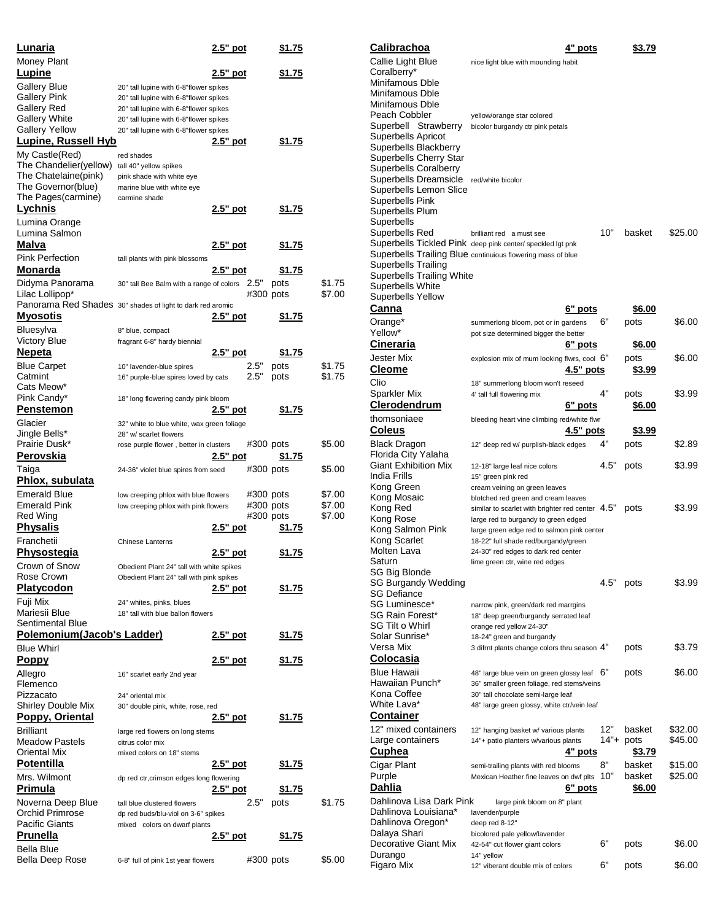| Plant | Description | Size | Unit | Price |
|---|---|---|---|---|
| **Lunaria** | | 2.5" pot | | $1.75 |
| Money Plant | | | | |
| **Lupine** | | 2.5" pot | | $1.75 |
| Gallery Blue | 20" tall lupine with 6-8"flower spikes | | | |
| Gallery Pink | 20" tall lupine with 6-8"flower spikes | | | |
| Gallery Red | 20" tall lupine with 6-8"flower spikes | | | |
| Gallery White | 20" tall lupine with 6-8"flower spikes | | | |
| Gallery Yellow | 20" tall lupine with 6-8"flower spikes | | | |
| **Lupine, Russell Hyb** | | 2.5" pot | | $1.75 |
| My Castle(Red) | red shades | | | |
| The Chandelier(yellow) | tall 40" yellow spikes | | | |
| The Chatelaine(pink) | pink shade with white eye | | | |
| The Governor(blue) | marine blue with white eye | | | |
| The Pages(carmine) | carmine shade | | | |
| **Lychnis** | | 2.5" pot | | $1.75 |
| Lumina Orange | | | | |
| Lumina Salmon | | | | |
| **Malva** | | 2.5" pot | | $1.75 |
| Pink Perfection | tall plants with pink blossoms | | | |
| **Monarda** | | 2.5" pot | | $1.75 |
| Didyma Panorama | 30" tall Bee Balm with a range of colors | 2.5" | pots | $1.75 |
| Lilac Lollipop* | | #300 | pots | $7.00 |
| Panorama Red Shades | 30" shades of light to dark red aromic | | | |
| **Myosotis** | | 2.5" pot | | $1.75 |
| Bluesylva | 8" blue, compact | | | |
| Victory Blue | fragrant 6-8" hardy biennial | | | |
| **Nepeta** | | 2.5" pot | | $1.75 |
| Blue Carpet | 10" lavender-blue spires | 2.5" | pots | $1.75 |
| Catmint | 16" purple-blue spires loved by cats | 2.5" | pots | $1.75 |
| Cats Meow* | | | | |
| Pink Candy* | 18" long flowering candy pink bloom | | | |
| **Penstemon** | | 2.5" pot | | $1.75 |
| Glacier | 32" white to blue white, wax green foliage | | | |
| Jingle Bells* | 28" w/ scarlet flowers | | | |
| Prairie Dusk* | rose purple flower , better in clusters | #300 | pots | $5.00 |
| **Perovskia** | | 2.5" pot | | $1.75 |
| Taiga | 24-36" violet blue spires from seed | #300 | pots | $5.00 |
| **Phlox, subulata** | | | | |
| Emerald Blue | low creeping phlox with blue flowers | #300 | pots | $7.00 |
| Emerald Pink | low creeping phlox with pink flowers | #300 | pots | $7.00 |
| Red Wing | | #300 | pots | $7.00 |
| **Physalis** | | 2.5" pot | | $1.75 |
| Franchetii | Chinese Lanterns | | | |
| **Physostegia** | | 2.5" pot | | $1.75 |
| Crown of Snow | Obedient Plant 24" tall with white spikes | | | |
| Rose Crown | Obedient Plant 24" tall with pink spikes | | | |
| **Platycodon** | | 2.5" pot | | $1.75 |
| Fuji Mix | 24" whites, pinks, blues | | | |
| Mariesii Blue | 18" tall with blue ballon flowers | | | |
| Sentimental Blue | | | | |
| **Polemonium(Jacob's Ladder)** | | 2.5" pot | | $1.75 |
| Blue Whirl | | | | |
| **Poppy** | | 2.5" pot | | $1.75 |
| Allegro | 16" scarlet early 2nd year | | | |
| Flemenco | | | | |
| Pizzacato | 24" oriental mix | | | |
| Shirley Double Mix | 30" double pink, white, rose, red | | | |
| **Poppy, Oriental** | | 2.5" pot | | $1.75 |
| Brilliant | large red flowers on long stems | | | |
| Meadow Pastels | citrus color mix | | | |
| Oriental Mix | mixed colors on 18" stems | | | |
| **Potentilla** | | 2.5" pot | | $1.75 |
| Mrs. Wilmont | dp red ctr,crimson edges long flowering | | | |
| **Primula** | | 2.5" pot | | $1.75 |
| Noverna Deep Blue | tall blue clustered flowers | 2.5" | pots | $1.75 |
| Orchid Primrose | dp red buds/blu-viol on 3-6" spikes | | | |
| Pacific Giants | mixed colors on dwarf plants | | | |
| **Prunella** | | 2.5" pot | | $1.75 |
| Bella Blue | | | | |
| Bella Deep Rose | 6-8" full of pink 1st year flowers | #300 | pots | $5.00 |

| Plant | Description | Size | Unit | Price |
|---|---|---|---|---|
| **Calibrachoa** | | 4" pots | | $3.79 |
| Callie Light Blue | nice light blue with mounding habit | | | |
| Coralberry* | | | | |
| Minifamous Dble | | | | |
| Minifamous Dble | | | | |
| Minifamous Dble | | | | |
| Peach Cobbler | yellow/orange star colored | | | |
| Superbell Strawberry | bicolor burgandy ctr pink petals | | | |
| Superbells Apricot | | | | |
| Superbells Blackberry | | | | |
| Superbells Cherry Star | | | | |
| Superbells Coralberry | | | | |
| Superbells Dreamsicle | red/white bicolor | | | |
| Superbells Lemon Slice | | | | |
| Superbells Pink | | | | |
| Superbells Plum | | | | |
| Superbells | | | | |
| Superbells Red | brilliant red a must see | 10" | basket | $25.00 |
| Superbells Tickled Pink | deep pink center/ speckled lgt pnk | | | |
| Superbells Trailing Blue | continuious flowering mass of blue | | | |
| Superbells Trailing | | | | |
| Superbells Trailing White | | | | |
| Superbells White | | | | |
| Superbells Yellow | | | | |
| **Canna** | | 6" pots | | $6.00 |
| Orange* | summerlong bloom, pot or in gardens | 6" | pots | $6.00 |
| Yellow* | pot size determined bigger the better | | | |
| **Cineraria** | | 6" pots | | $6.00 |
| Jester Mix | explosion mix of mum looking flwrs, cool | 6" | pots | $6.00 |
| **Cleome** | | 4.5" pots | | $3.99 |
| Clio | 18" summerlong bloom won't reseed | | | |
| Sparkler Mix | 4' tall full flowering mix | 4" | pots | $3.99 |
| **Clerodendrum** | | 6" pots | | $6.00 |
| thomsoniaee | bleeding heart vine climbing red/white flwr | | | |
| **Coleus** | | 4.5" pots | | $3.99 |
| Black Dragon | 12" deep red w/ purplish-black edges | 4" | pots | $2.89 |
| Florida City Yalaha | | | | |
| Giant Exhibition Mix | 12-18" large leaf nice colors | 4.5" | pots | $3.99 |
| India Frills | 15" green pink red | | | |
| Kong Green | cream veining on green leaves | | | |
| Kong Mosaic | blotched red green and cream leaves | | | |
| Kong Red | similar to scarlet with brighter red center | 4.5" | pots | $3.99 |
| Kong Rose | large red to burgandy to green edged | | | |
| Kong Salmon Pink | large green edge red to salmon pink center | | | |
| Kong Scarlet | 18-22" full shade red/burgandy/green | | | |
| Molten Lava | 24-30" red edges to dark red center | | | |
| Saturn | lime green ctr, wine red edges | | | |
| SG Big Blonde | | | | |
| SG Burgandy Wedding | | 4.5" | pots | $3.99 |
| SG Defiance | | | | |
| SG Luminesce* | narrow pink, green/dark red marrgins | | | |
| SG Rain Forest* | 18" deep green/burgandy serrated leaf | | | |
| SG Tilt o Whirl | orange red yellow 24-30" | | | |
| Solar Sunrise* | 18-24" green and burgandy | | | |
| Versa Mix | 3 difrnt plants change colors thru season | 4" | pots | $3.79 |
| **Colocasia** | | | | |
| Blue Hawaii | 48" large blue vein on green glossy leaf | 6" | pots | $6.00 |
| Hawaiian Punch* | 36" smaller green foliage, red stems/veins | | | |
| Kona Coffee | 30" tall chocolate semi-large leaf | | | |
| White Lava* | 48" large green glossy, white ctr/vein leaf | | | |
| **Container** | | | | |
| 12" mixed containers | 12" hanging basket w/ various plants | 12" | basket | $32.00 |
| Large containers | 14"+ patio planters w/various plants | 14"+ | pots | $45.00 |
| **Cuphea** | | 4" pots | | $3.79 |
| Cigar Plant | semi-trailing plants with red blooms | 8" | basket | $15.00 |
| Purple | Mexican Heather fine leaves on dwf plts | 10" | basket | $25.00 |
| **Dahlia** | | 6" pots | | $6.00 |
| Dahlinova Lisa Dark Pink | large pink bloom on 8" plant | | | |
| Dahlinova Louisiana* | lavender/purple | | | |
| Dahlinova Oregon* | deep red 8-12" | | | |
| Dalaya Shari | bicolored pale yellow/lavender | | | |
| Decorative Giant Mix | 42-54" cut flower giant colors | 6" | pots | $6.00 |
| Durango | 14" yellow | | | |
| Figaro Mix | 12" viberant double mix of colors | 6" | pots | $6.00 |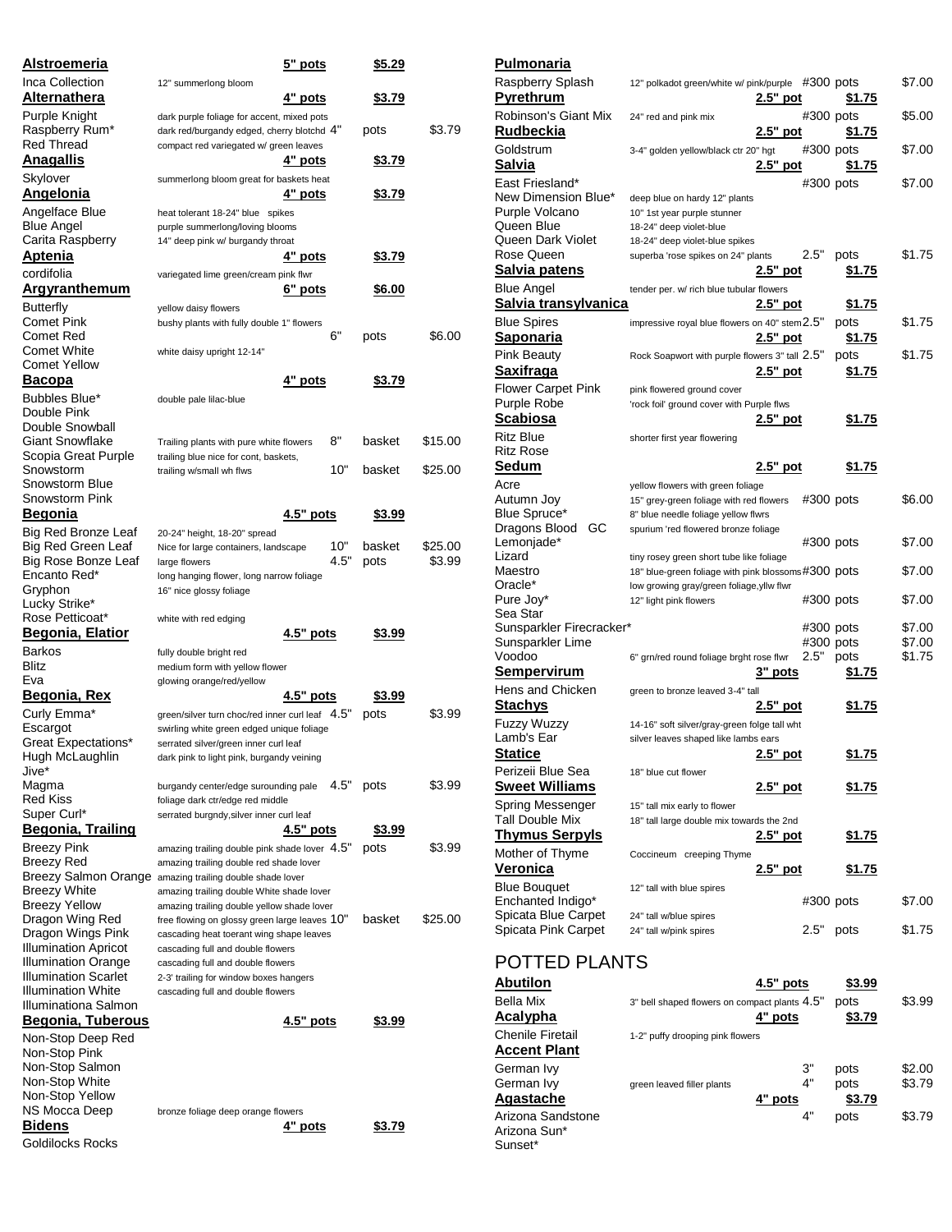| Plant | Description | Size | Container | Price |
|---|---|---|---|---|
| **Alstroemeria** | | 5" pots | | $5.29 |
| Inca Collection | 12" summerlong bloom | | | |
| **Alternathera** | | 4" pots | | $3.79 |
| Purple Knight | dark purple foliage for accent, mixed pots | | | |
| Raspberry Rum* | dark red/burgandy edged, cherry blotchd | 4" | pots | $3.79 |
| Red Thread | compact red variegated w/ green leaves | | | |
| **Anagallis** | | 4" pots | | $3.79 |
| Skylover | summerlong bloom great for baskets heat | | | |
| **Angelonia** | | 4" pots | | $3.79 |
| Angelface Blue | heat tolerant 18-24" blue spikes | | | |
| Blue Angel | purple summerlong/loving blooms | | | |
| Carita Raspberry | 14" deep pink w/ burgandy throat | | | |
| **Aptenia** | | 4" pots | | $3.79 |
| cordifolia | variegated lime green/cream pink flwr | | | |
| **Argyranthemum** | | 6" pots | | $6.00 |
| Butterfly | yellow daisy flowers | | | |
| Comet Pink | bushy plants with fully double 1" flowers | | | |
| Comet Red | | 6" | pots | $6.00 |
| Comet White | white daisy upright 12-14" | | | |
| Comet Yellow | | | | |
| **Bacopa** | | 4" pots | | $3.79 |
| Bubbles Blue* | double pale lilac-blue | | | |
| Double Pink | | | | |
| Double Snowball | | | | |
| Giant Snowflake | Trailing plants with pure white flowers | 8" | basket | $15.00 |
| Scopia Great Purple | trailing blue nice for cont, baskets, | | | |
| Snowstorm | trailing w/small wh flws | 10" | basket | $25.00 |
| Snowstorm Blue | | | | |
| Snowstorm Pink | | | | |
| **Begonia** | | 4.5" pots | | $3.99 |
| Big Red Bronze Leaf | 20-24" height, 18-20" spread | | | |
| Big Red Green Leaf | Nice for large containers, landscape | 10" | basket | $25.00 |
| Big Rose Bonze Leaf | large flowers | 4.5" | pots | $3.99 |
| Encanto Red* | long hanging flower, long narrow foliage | | | |
| Gryphon | 16" nice glossy foliage | | | |
| Lucky Strike* | | | | |
| Rose Petticoat* | white with red edging | | | |
| **Begonia, Elatior** | | 4.5" pots | | $3.99 |
| Barkos | fully double bright red | | | |
| Blitz | medium form with yellow flower | | | |
| Eva | glowing orange/red/yellow | | | |
| **Begonia, Rex** | | 4.5" pots | | $3.99 |
| Curly Emma* | green/silver turn choc/red inner curl leaf | 4.5" | pots | $3.99 |
| Escargot | swirling white green edged unique foliage | | | |
| Great Expectations* | serrated silver/green inner curl leaf | | | |
| Hugh McLaughlin | dark pink to light pink, burgandy veining | | | |
| Jive* | | | | |
| Magma | burgandy center/edge surounding pale | 4.5" | pots | $3.99 |
| Red Kiss | foliage dark ctr/edge red middle | | | |
| Super Curl* | serrated burgndy,silver inner curl leaf | | | |
| **Begonia, Trailing** | | 4.5" pots | | $3.99 |
| Breezy Pink | amazing trailing double pink shade lover | 4.5" | pots | $3.99 |
| Breezy Red | amazing trailing double red shade lover | | | |
| Breezy Salmon Orange | amazing trailing double shade lover | | | |
| Breezy White | amazing trailing double White shade lover | | | |
| Breezy Yellow | amazing trailing double yellow shade lover | | | |
| Dragon Wing Red | free flowing on glossy green large leaves | 10" | basket | $25.00 |
| Dragon Wings Pink | cascading heat toerant wing shape leaves | | | |
| Illumination Apricot | cascading full and double flowers | | | |
| Illumination Orange | cascading full and double flowers | | | |
| Illumination Scarlet | 2-3' trailing for window boxes hangers | | | |
| Illumination White | cascading full and double flowers | | | |
| Illuminationa Salmon | | | | |
| **Begonia, Tuberous** | | 4.5" pots | | $3.99 |
| Non-Stop Deep Red | | | | |
| Non-Stop Pink | | | | |
| Non-Stop Salmon | | | | |
| Non-Stop White | | | | |
| Non-Stop Yellow | | | | |
| NS Mocca Deep | bronze foliage deep orange flowers | | | |
| **Bidens** | | 4" pots | | $3.79 |
| Goldilocks Rocks | | | | |

| Plant | Description | Size | Container | Price |
|---|---|---|---|---|
| **Pulmonaria** | | | | |
| Raspberry Splash | 12" polkadot green/white w/ pink/purple | #300 | pots | $7.00 |
| **Pyrethrum** | | 2.5" pot | | $1.75 |
| Robinson's Giant Mix | 24" red and pink mix | #300 | pots | $5.00 |
| **Rudbeckia** | | 2.5" pot | | $1.75 |
| Goldstrum | 3-4" golden yellow/black ctr 20" hgt | #300 | pots | $7.00 |
| **Salvia** | | 2.5" pot | | $1.75 |
| East Friesland* | | #300 | pots | $7.00 |
| New Dimension Blue* | deep blue on hardy 12" plants | | | |
| Purple Volcano | 10" 1st year purple stunner | | | |
| Queen Blue | 18-24" deep violet-blue | | | |
| Queen Dark Violet | 18-24" deep violet-blue spikes | | | |
| Rose Queen | superba 'rose spikes on 24" plants | 2.5" | pots | $1.75 |
| **Salvia patens** | | 2.5" pot | | $1.75 |
| Blue Angel | tender per. w/ rich blue tubular flowers | | | |
| **Salvia transylvanica** | | 2.5" pot | | $1.75 |
| Blue Spires | impressive royal blue flowers on 40" stem | 2.5" | pots | $1.75 |
| **Saponaria** | | 2.5" pot | | $1.75 |
| Pink Beauty | Rock Soapwort with purple flowers 3" tall | 2.5" | pots | $1.75 |
| **Saxifraga** | | 2.5" pot | | $1.75 |
| Flower Carpet Pink | pink flowered ground cover | | | |
| Purple Robe | 'rock foil' ground cover with Purple flws | | | |
| **Scabiosa** | | 2.5" pot | | $1.75 |
| Ritz Blue | shorter first year flowering | | | |
| Ritz Rose | | | | |
| **Sedum** | | 2.5" pot | | $1.75 |
| Acre | yellow flowers with green foliage | | | |
| Autumn Joy | 15" grey-green foliage with red flowers | #300 | pots | $6.00 |
| Blue Spruce* | 8" blue needle foliage yellow flwrs | | | |
| Dragons Blood GC | spurium 'red flowered bronze foliage | | | |
| Lemonjade* | | #300 | pots | $7.00 |
| Lizard | tiny rosey green short tube like foliage | | | |
| Maestro | 18" blue-green foliage with pink blossoms | #300 | pots | $7.00 |
| Oracle* | low growing gray/green foliage,yllw flwr | | | |
| Pure Joy* | 12" light pink flowers | #300 | pots | $7.00 |
| Sea Star | | | | |
| Sunsparkler Firecracker* | | #300 | pots | $7.00 |
| Sunsparkler Lime | | #300 | pots | $7.00 |
| Voodoo | 6" grn/red round foliage brght rose flwr | 2.5" | pots | $1.75 |
| **Sempervirum** | | 3" pots | | $1.75 |
| Hens and Chicken | green to bronze leaved 3-4" tall | | | |
| **Stachys** | | 2.5" pot | | $1.75 |
| Fuzzy Wuzzy | 14-16" soft silver/gray-green folge tall wht | | | |
| Lamb's Ear | silver leaves shaped like lambs ears | | | |
| **Statice** | | 2.5" pot | | $1.75 |
| Perizeii Blue Sea | 18" blue cut flower | | | |
| **Sweet Williams** | | 2.5" pot | | $1.75 |
| Spring Messenger | 15" tall mix early to flower | | | |
| Tall Double Mix | 18" tall large double mix towards the 2nd | | | |
| **Thymus Serpyls** | | 2.5" pot | | $1.75 |
| Mother of Thyme | Coccineum creeping Thyme | | | |
| **Veronica** | | 2.5" pot | | $1.75 |
| Blue Bouquet | 12" tall with blue spires | | | |
| Enchanted Indigo* | | #300 | pots | $7.00 |
| Spicata Blue Carpet | 24" tall w/blue spires | | | |
| Spicata Pink Carpet | 24" tall w/pink spires | 2.5" | pots | $1.75 |

## POTTED PLANTS

| Plant | Description | Size | Container | Price |
|---|---|---|---|---|
| **Abutilon** | | 4.5" pots | | $3.99 |
| Bella Mix | 3" bell shaped flowers on compact plants | 4.5" | pots | $3.99 |
| **Acalypha** | | 4" pots | | $3.79 |
| Chenile Firetail | 1-2" puffy drooping pink flowers | | | |
| **Accent Plant** | | | | |
| German Ivy | | 3" | pots | $2.00 |
| German Ivy | green leaved filler plants | 4" | pots | $3.79 |
| **Agastache** | | 4" pots | | $3.79 |
| Arizona Sandstone | | 4" | pots | $3.79 |
| Arizona Sun* | | | | |
| Sunset* | | | | |